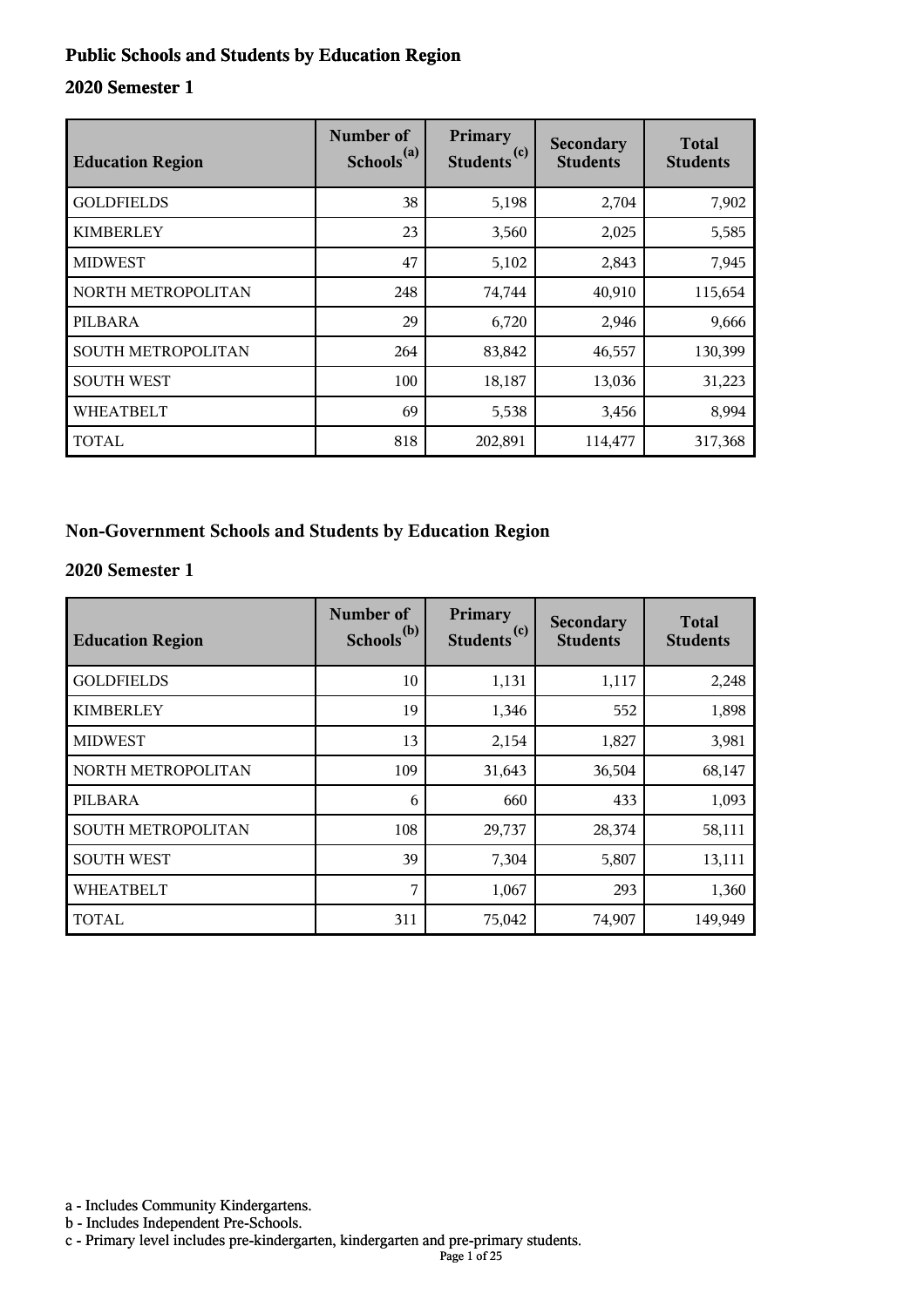## Public Schools and Students by Education Region

### 2020 Semester 1

| Education Region | Number of Schools[(a)] | Primary Students[(c)] | Secondary Students | Total Students |
|---|---|---|---|---|
| GOLDFIELDS | 38 | 5,198 | 2,704 | 7,902 |
| KIMBERLEY | 23 | 3,560 | 2,025 | 5,585 |
| MIDWEST | 47 | 5,102 | 2,843 | 7,945 |
| NORTH METROPOLITAN | 248 | 74,744 | 40,910 | 115,654 |
| PILBARA | 29 | 6,720 | 2,946 | 9,666 |
| SOUTH METROPOLITAN | 264 | 83,842 | 46,557 | 130,399 |
| SOUTH WEST | 100 | 18,187 | 13,036 | 31,223 |
| WHEATBELT | 69 | 5,538 | 3,456 | 8,994 |
| TOTAL | 818 | 202,891 | 114,477 | 317,368 |

## Non-Government Schools and Students by Education Region

### 2020 Semester 1

| Education Region | Number of Schools[(b)] | Primary Students[(c)] | Secondary Students | Total Students |
|---|---|---|---|---|
| GOLDFIELDS | 10 | 1,131 | 1,117 | 2,248 |
| KIMBERLEY | 19 | 1,346 | 552 | 1,898 |
| MIDWEST | 13 | 2,154 | 1,827 | 3,981 |
| NORTH METROPOLITAN | 109 | 31,643 | 36,504 | 68,147 |
| PILBARA | 6 | 660 | 433 | 1,093 |
| SOUTH METROPOLITAN | 108 | 29,737 | 28,374 | 58,111 |
| SOUTH WEST | 39 | 7,304 | 5,807 | 13,111 |
| WHEATBELT | 7 | 1,067 | 293 | 1,360 |
| TOTAL | 311 | 75,042 | 74,907 | 149,949 |

a - Includes Community Kindergartens.
b - Includes Independent Pre-Schools.
c - Primary level includes pre-kindergarten, kindergarten and pre-primary students.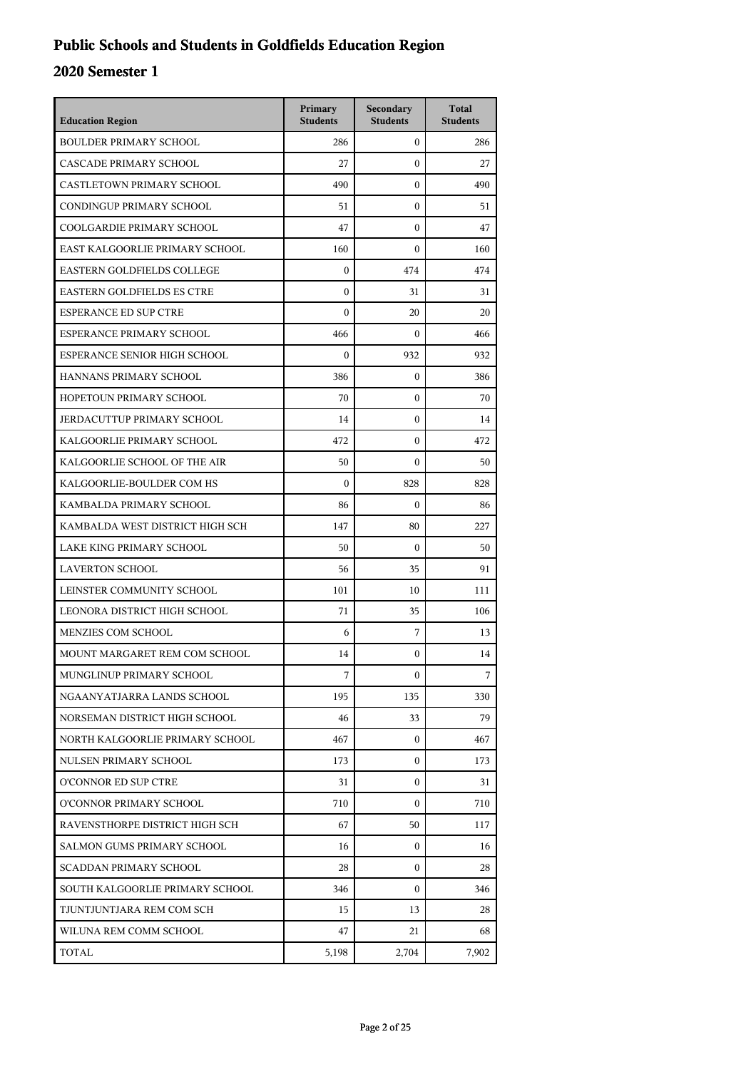# Public Schools and Students in Goldfields Education Region

## 2020 Semester 1

| Education Region | Primary Students | Secondary Students | Total Students |
|---|---|---|---|
| BOULDER PRIMARY SCHOOL | 286 | 0 | 286 |
| CASCADE PRIMARY SCHOOL | 27 | 0 | 27 |
| CASTLETOWN PRIMARY SCHOOL | 490 | 0 | 490 |
| CONDINGUP PRIMARY SCHOOL | 51 | 0 | 51 |
| COOLGARDIE PRIMARY SCHOOL | 47 | 0 | 47 |
| EAST KALGOORLIE PRIMARY SCHOOL | 160 | 0 | 160 |
| EASTERN GOLDFIELDS COLLEGE | 0 | 474 | 474 |
| EASTERN GOLDFIELDS ES CTRE | 0 | 31 | 31 |
| ESPERANCE ED SUP CTRE | 0 | 20 | 20 |
| ESPERANCE PRIMARY SCHOOL | 466 | 0 | 466 |
| ESPERANCE SENIOR HIGH SCHOOL | 0 | 932 | 932 |
| HANNANS PRIMARY SCHOOL | 386 | 0 | 386 |
| HOPETOUN PRIMARY SCHOOL | 70 | 0 | 70 |
| JERDACUTTUP PRIMARY SCHOOL | 14 | 0 | 14 |
| KALGOORLIE PRIMARY SCHOOL | 472 | 0 | 472 |
| KALGOORLIE SCHOOL OF THE AIR | 50 | 0 | 50 |
| KALGOORLIE-BOULDER COM HS | 0 | 828 | 828 |
| KAMBALDA PRIMARY SCHOOL | 86 | 0 | 86 |
| KAMBALDA WEST DISTRICT HIGH SCH | 147 | 80 | 227 |
| LAKE KING PRIMARY SCHOOL | 50 | 0 | 50 |
| LAVERTON SCHOOL | 56 | 35 | 91 |
| LEINSTER COMMUNITY SCHOOL | 101 | 10 | 111 |
| LEONORA DISTRICT HIGH SCHOOL | 71 | 35 | 106 |
| MENZIES COM SCHOOL | 6 | 7 | 13 |
| MOUNT MARGARET REM COM SCHOOL | 14 | 0 | 14 |
| MUNGLINUP PRIMARY SCHOOL | 7 | 0 | 7 |
| NGAANYATJARRA LANDS SCHOOL | 195 | 135 | 330 |
| NORSEMAN DISTRICT HIGH SCHOOL | 46 | 33 | 79 |
| NORTH KALGOORLIE PRIMARY SCHOOL | 467 | 0 | 467 |
| NULSEN PRIMARY SCHOOL | 173 | 0 | 173 |
| O'CONNOR ED SUP CTRE | 31 | 0 | 31 |
| O'CONNOR PRIMARY SCHOOL | 710 | 0 | 710 |
| RAVENSTHORPE DISTRICT HIGH SCH | 67 | 50 | 117 |
| SALMON GUMS PRIMARY SCHOOL | 16 | 0 | 16 |
| SCADDAN PRIMARY SCHOOL | 28 | 0 | 28 |
| SOUTH KALGOORLIE PRIMARY SCHOOL | 346 | 0 | 346 |
| TJUNTJUNTJARA REM COM SCH | 15 | 13 | 28 |
| WILUNA REM COMM SCHOOL | 47 | 21 | 68 |
| TOTAL | 5,198 | 2,704 | 7,902 |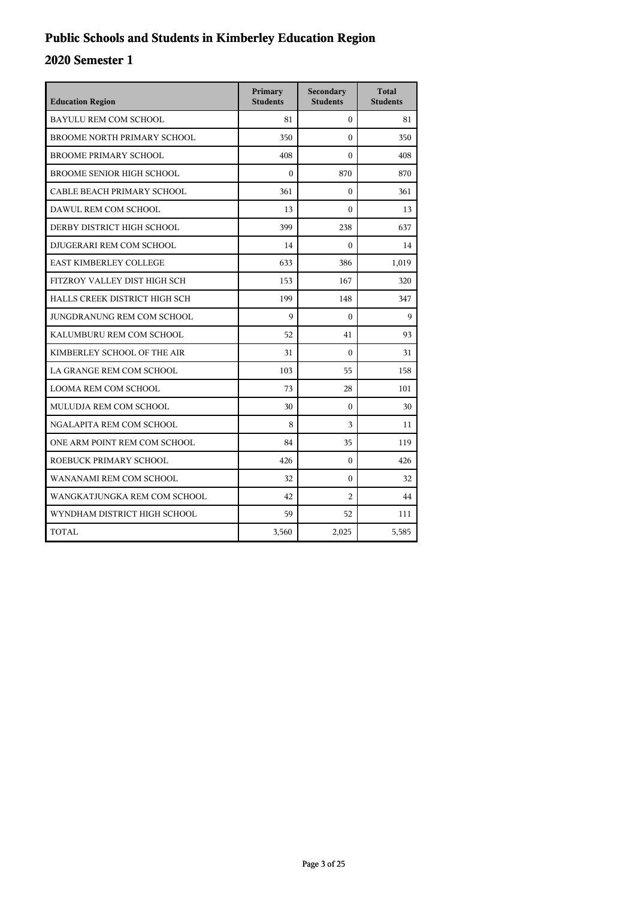# Public Schools and Students in Kimberley Education Region

## 2020 Semester 1

| Education Region | Primary Students | Secondary Students | Total Students |
|---|---|---|---|
| BAYULU REM COM SCHOOL | 81 | 0 | 81 |
| BROOME NORTH PRIMARY SCHOOL | 350 | 0 | 350 |
| BROOME PRIMARY SCHOOL | 408 | 0 | 408 |
| BROOME SENIOR HIGH SCHOOL | 0 | 870 | 870 |
| CABLE BEACH PRIMARY SCHOOL | 361 | 0 | 361 |
| DAWUL REM COM SCHOOL | 13 | 0 | 13 |
| DERBY DISTRICT HIGH SCHOOL | 399 | 238 | 637 |
| DJUGERARI REM COM SCHOOL | 14 | 0 | 14 |
| EAST KIMBERLEY COLLEGE | 633 | 386 | 1,019 |
| FITZROY VALLEY DIST HIGH SCH | 153 | 167 | 320 |
| HALLS CREEK DISTRICT HIGH SCH | 199 | 148 | 347 |
| JUNGDRANUNG REM COM SCHOOL | 9 | 0 | 9 |
| KALUMBURU REM COM SCHOOL | 52 | 41 | 93 |
| KIMBERLEY SCHOOL OF THE AIR | 31 | 0 | 31 |
| LA GRANGE REM COM SCHOOL | 103 | 55 | 158 |
| LOOMA REM COM SCHOOL | 73 | 28 | 101 |
| MULUDJA REM COM SCHOOL | 30 | 0 | 30 |
| NGALAPITA REM COM SCHOOL | 8 | 3 | 11 |
| ONE ARM POINT REM COM SCHOOL | 84 | 35 | 119 |
| ROEBUCK PRIMARY SCHOOL | 426 | 0 | 426 |
| WANANAMI REM COM SCHOOL | 32 | 0 | 32 |
| WANGKATJUNGKA REM COM SCHOOL | 42 | 2 | 44 |
| WYNDHAM DISTRICT HIGH SCHOOL | 59 | 52 | 111 |
| TOTAL | 3,560 | 2,025 | 5,585 |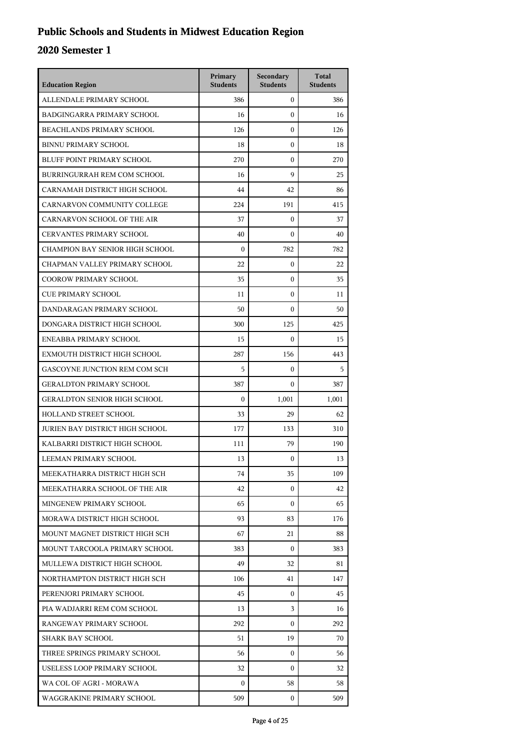# Public Schools and Students in Midwest Education Region

## 2020 Semester 1

| Education Region | Primary Students | Secondary Students | Total Students |
|---|---|---|---|
| ALLENDALE PRIMARY SCHOOL | 386 | 0 | 386 |
| BADGINGARRA PRIMARY SCHOOL | 16 | 0 | 16 |
| BEACHLANDS PRIMARY SCHOOL | 126 | 0 | 126 |
| BINNU PRIMARY SCHOOL | 18 | 0 | 18 |
| BLUFF POINT PRIMARY SCHOOL | 270 | 0 | 270 |
| BURRINGURRAH REM COM SCHOOL | 16 | 9 | 25 |
| CARNAMAH DISTRICT HIGH SCHOOL | 44 | 42 | 86 |
| CARNARVON COMMUNITY COLLEGE | 224 | 191 | 415 |
| CARNARVON SCHOOL OF THE AIR | 37 | 0 | 37 |
| CERVANTES PRIMARY SCHOOL | 40 | 0 | 40 |
| CHAMPION BAY SENIOR HIGH SCHOOL | 0 | 782 | 782 |
| CHAPMAN VALLEY PRIMARY SCHOOL | 22 | 0 | 22 |
| COOROW PRIMARY SCHOOL | 35 | 0 | 35 |
| CUE PRIMARY SCHOOL | 11 | 0 | 11 |
| DANDARAGAN PRIMARY SCHOOL | 50 | 0 | 50 |
| DONGARA DISTRICT HIGH SCHOOL | 300 | 125 | 425 |
| ENEABBA PRIMARY SCHOOL | 15 | 0 | 15 |
| EXMOUTH DISTRICT HIGH SCHOOL | 287 | 156 | 443 |
| GASCOYNE JUNCTION REM COM SCH | 5 | 0 | 5 |
| GERALDTON PRIMARY SCHOOL | 387 | 0 | 387 |
| GERALDTON SENIOR HIGH SCHOOL | 0 | 1,001 | 1,001 |
| HOLLAND STREET SCHOOL | 33 | 29 | 62 |
| JURIEN BAY DISTRICT HIGH SCHOOL | 177 | 133 | 310 |
| KALBARRI DISTRICT HIGH SCHOOL | 111 | 79 | 190 |
| LEEMAN PRIMARY SCHOOL | 13 | 0 | 13 |
| MEEKATHARRA DISTRICT HIGH SCH | 74 | 35 | 109 |
| MEEKATHARRA SCHOOL OF THE AIR | 42 | 0 | 42 |
| MINGENEW PRIMARY SCHOOL | 65 | 0 | 65 |
| MORAWA DISTRICT HIGH SCHOOL | 93 | 83 | 176 |
| MOUNT MAGNET DISTRICT HIGH SCH | 67 | 21 | 88 |
| MOUNT TARCOOLA PRIMARY SCHOOL | 383 | 0 | 383 |
| MULLEWA DISTRICT HIGH SCHOOL | 49 | 32 | 81 |
| NORTHAMPTON DISTRICT HIGH SCH | 106 | 41 | 147 |
| PERENJORI PRIMARY SCHOOL | 45 | 0 | 45 |
| PIA WADJARRI REM COM SCHOOL | 13 | 3 | 16 |
| RANGEWAY PRIMARY SCHOOL | 292 | 0 | 292 |
| SHARK BAY SCHOOL | 51 | 19 | 70 |
| THREE SPRINGS PRIMARY SCHOOL | 56 | 0 | 56 |
| USELESS LOOP PRIMARY SCHOOL | 32 | 0 | 32 |
| WA COL OF AGRI - MORAWA | 0 | 58 | 58 |
| WAGGRAKINE PRIMARY SCHOOL | 509 | 0 | 509 |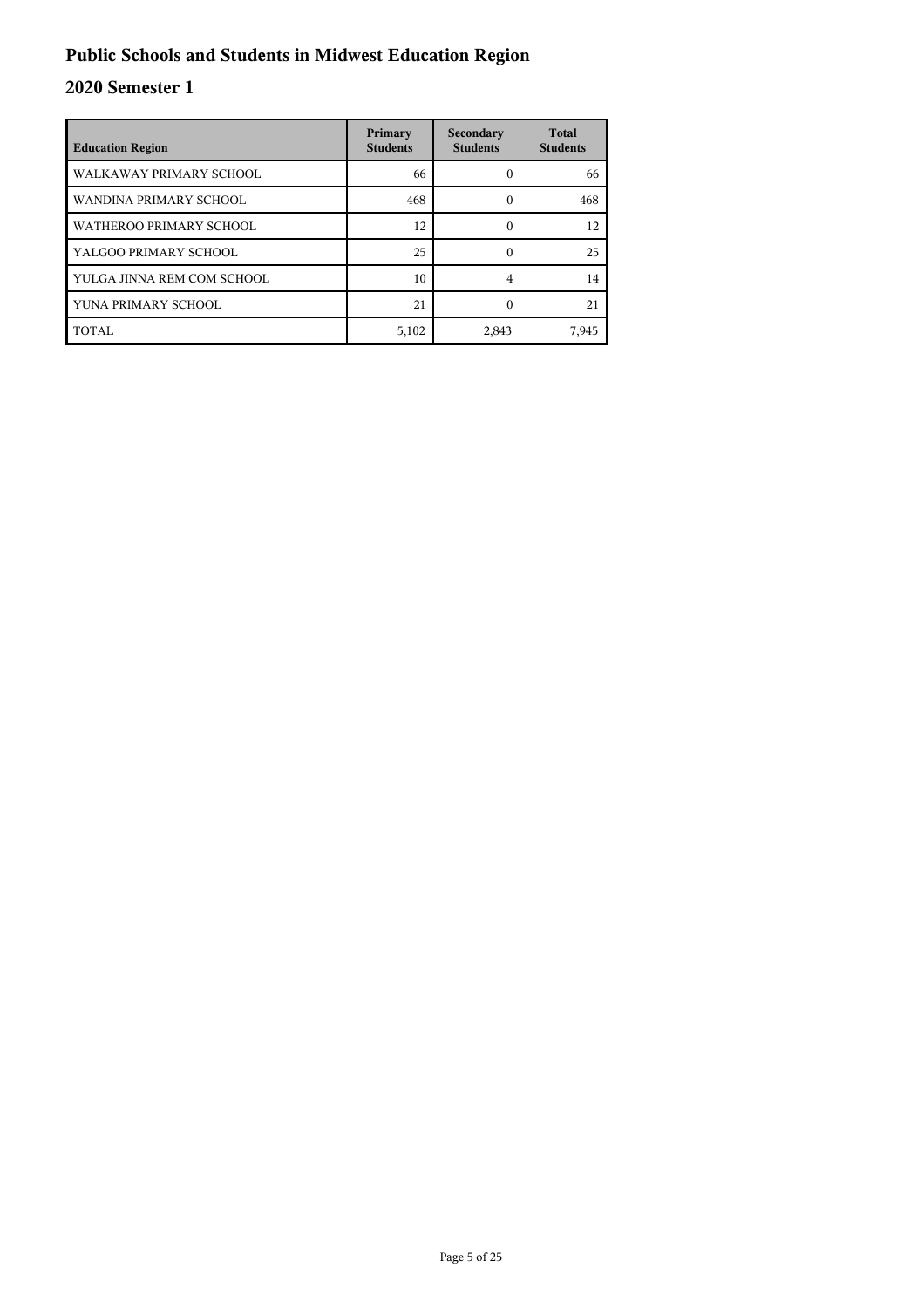# Public Schools and Students in Midwest Education Region

## 2020 Semester 1

| Education Region | Primary Students | Secondary Students | Total Students |
|---|---|---|---|
| WALKAWAY PRIMARY SCHOOL | 66 | 0 | 66 |
| WANDINA PRIMARY SCHOOL | 468 | 0 | 468 |
| WATHEROO PRIMARY SCHOOL | 12 | 0 | 12 |
| YALGOO PRIMARY SCHOOL | 25 | 0 | 25 |
| YULGA JINNA REM COM SCHOOL | 10 | 4 | 14 |
| YUNA PRIMARY SCHOOL | 21 | 0 | 21 |
| TOTAL | 5,102 | 2,843 | 7,945 |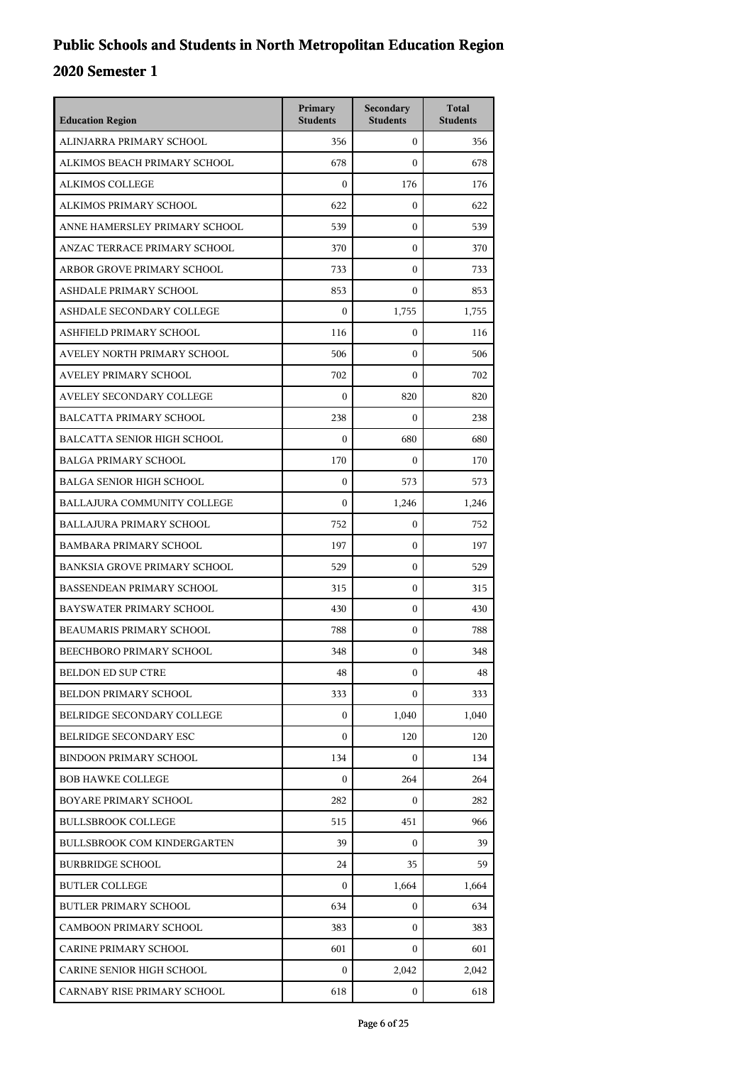# Public Schools and Students in North Metropolitan Education Region

## 2020 Semester 1

| Education Region | Primary Students | Secondary Students | Total Students |
|---|---|---|---|
| ALINJARRA PRIMARY SCHOOL | 356 | 0 | 356 |
| ALKIMOS BEACH PRIMARY SCHOOL | 678 | 0 | 678 |
| ALKIMOS COLLEGE | 0 | 176 | 176 |
| ALKIMOS PRIMARY SCHOOL | 622 | 0 | 622 |
| ANNE HAMERSLEY PRIMARY SCHOOL | 539 | 0 | 539 |
| ANZAC TERRACE PRIMARY SCHOOL | 370 | 0 | 370 |
| ARBOR GROVE PRIMARY SCHOOL | 733 | 0 | 733 |
| ASHDALE PRIMARY SCHOOL | 853 | 0 | 853 |
| ASHDALE SECONDARY COLLEGE | 0 | 1,755 | 1,755 |
| ASHFIELD PRIMARY SCHOOL | 116 | 0 | 116 |
| AVELEY NORTH PRIMARY SCHOOL | 506 | 0 | 506 |
| AVELEY PRIMARY SCHOOL | 702 | 0 | 702 |
| AVELEY SECONDARY COLLEGE | 0 | 820 | 820 |
| BALCATTA PRIMARY SCHOOL | 238 | 0 | 238 |
| BALCATTA SENIOR HIGH SCHOOL | 0 | 680 | 680 |
| BALGA PRIMARY SCHOOL | 170 | 0 | 170 |
| BALGA SENIOR HIGH SCHOOL | 0 | 573 | 573 |
| BALLAJURA COMMUNITY COLLEGE | 0 | 1,246 | 1,246 |
| BALLAJURA PRIMARY SCHOOL | 752 | 0 | 752 |
| BAMBARA PRIMARY SCHOOL | 197 | 0 | 197 |
| BANKSIA GROVE PRIMARY SCHOOL | 529 | 0 | 529 |
| BASSENDEAN PRIMARY SCHOOL | 315 | 0 | 315 |
| BAYSWATER PRIMARY SCHOOL | 430 | 0 | 430 |
| BEAUMARIS PRIMARY SCHOOL | 788 | 0 | 788 |
| BEECHBORO PRIMARY SCHOOL | 348 | 0 | 348 |
| BELDON ED SUP CTRE | 48 | 0 | 48 |
| BELDON PRIMARY SCHOOL | 333 | 0 | 333 |
| BELRIDGE SECONDARY COLLEGE | 0 | 1,040 | 1,040 |
| BELRIDGE SECONDARY ESC | 0 | 120 | 120 |
| BINDOON PRIMARY SCHOOL | 134 | 0 | 134 |
| BOB HAWKE COLLEGE | 0 | 264 | 264 |
| BOYARE PRIMARY SCHOOL | 282 | 0 | 282 |
| BULLSBROOK COLLEGE | 515 | 451 | 966 |
| BULLSBROOK COM KINDERGARTEN | 39 | 0 | 39 |
| BURBRIDGE SCHOOL | 24 | 35 | 59 |
| BUTLER COLLEGE | 0 | 1,664 | 1,664 |
| BUTLER PRIMARY SCHOOL | 634 | 0 | 634 |
| CAMBOON PRIMARY SCHOOL | 383 | 0 | 383 |
| CARINE PRIMARY SCHOOL | 601 | 0 | 601 |
| CARINE SENIOR HIGH SCHOOL | 0 | 2,042 | 2,042 |
| CARNABY RISE PRIMARY SCHOOL | 618 | 0 | 618 |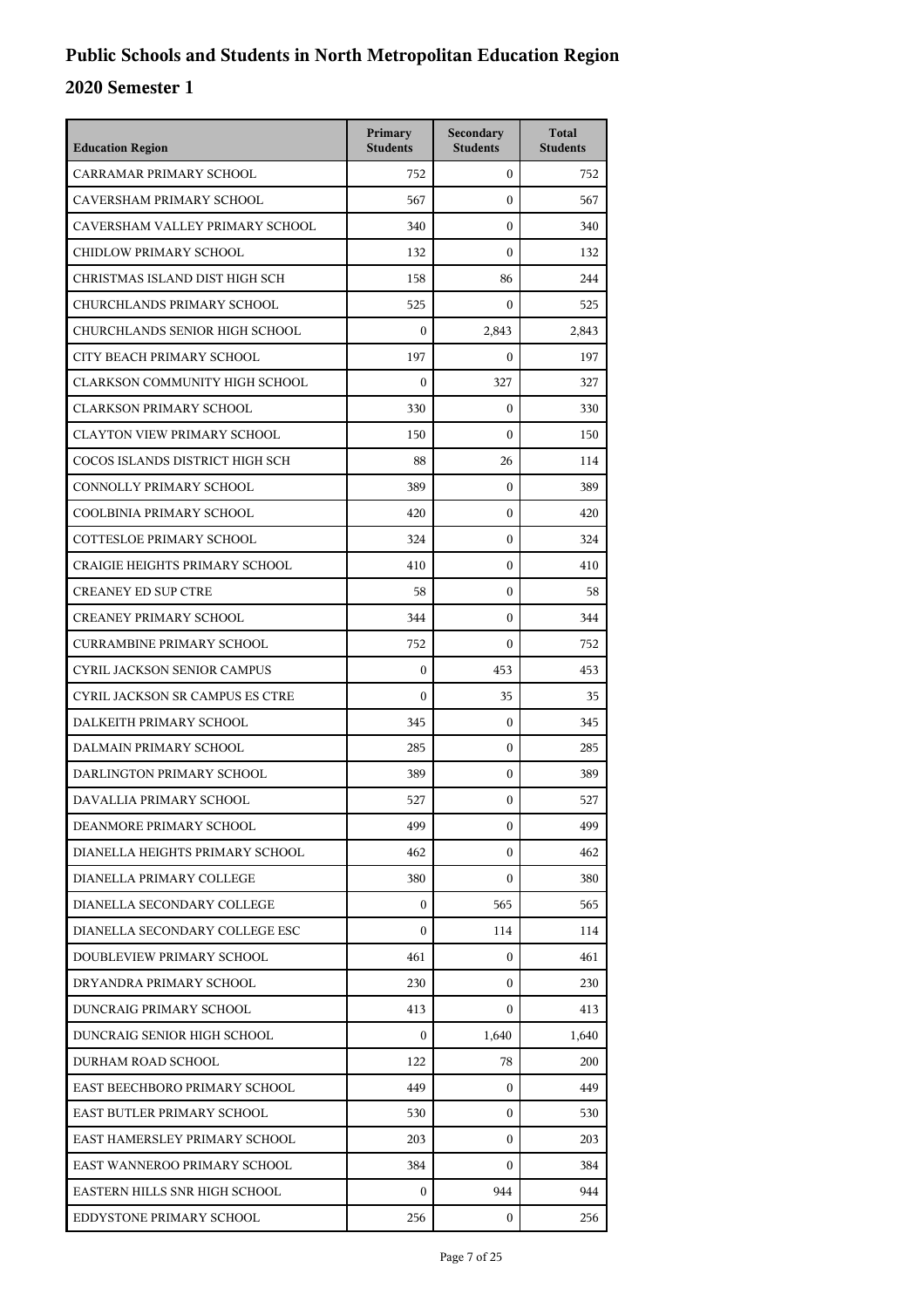# Public Schools and Students in North Metropolitan Education Region

## 2020 Semester 1

| Education Region | Primary Students | Secondary Students | Total Students |
|---|---|---|---|
| CARRAMAR PRIMARY SCHOOL | 752 | 0 | 752 |
| CAVERSHAM PRIMARY SCHOOL | 567 | 0 | 567 |
| CAVERSHAM VALLEY PRIMARY SCHOOL | 340 | 0 | 340 |
| CHIDLOW PRIMARY SCHOOL | 132 | 0 | 132 |
| CHRISTMAS ISLAND DIST HIGH SCH | 158 | 86 | 244 |
| CHURCHLANDS PRIMARY SCHOOL | 525 | 0 | 525 |
| CHURCHLANDS SENIOR HIGH SCHOOL | 0 | 2,843 | 2,843 |
| CITY BEACH PRIMARY SCHOOL | 197 | 0 | 197 |
| CLARKSON COMMUNITY HIGH SCHOOL | 0 | 327 | 327 |
| CLARKSON PRIMARY SCHOOL | 330 | 0 | 330 |
| CLAYTON VIEW PRIMARY SCHOOL | 150 | 0 | 150 |
| COCOS ISLANDS DISTRICT HIGH SCH | 88 | 26 | 114 |
| CONNOLLY PRIMARY SCHOOL | 389 | 0 | 389 |
| COOLBINIA PRIMARY SCHOOL | 420 | 0 | 420 |
| COTTESLOE PRIMARY SCHOOL | 324 | 0 | 324 |
| CRAIGIE HEIGHTS PRIMARY SCHOOL | 410 | 0 | 410 |
| CREANEY ED SUP CTRE | 58 | 0 | 58 |
| CREANEY PRIMARY SCHOOL | 344 | 0 | 344 |
| CURRAMBINE PRIMARY SCHOOL | 752 | 0 | 752 |
| CYRIL JACKSON SENIOR CAMPUS | 0 | 453 | 453 |
| CYRIL JACKSON SR CAMPUS ES CTRE | 0 | 35 | 35 |
| DALKEITH PRIMARY SCHOOL | 345 | 0 | 345 |
| DALMAIN PRIMARY SCHOOL | 285 | 0 | 285 |
| DARLINGTON PRIMARY SCHOOL | 389 | 0 | 389 |
| DAVALLIA PRIMARY SCHOOL | 527 | 0 | 527 |
| DEANMORE PRIMARY SCHOOL | 499 | 0 | 499 |
| DIANELLA HEIGHTS PRIMARY SCHOOL | 462 | 0 | 462 |
| DIANELLA PRIMARY COLLEGE | 380 | 0 | 380 |
| DIANELLA SECONDARY COLLEGE | 0 | 565 | 565 |
| DIANELLA SECONDARY COLLEGE ESC | 0 | 114 | 114 |
| DOUBLEVIEW PRIMARY SCHOOL | 461 | 0 | 461 |
| DRYANDRA PRIMARY SCHOOL | 230 | 0 | 230 |
| DUNCRAIG PRIMARY SCHOOL | 413 | 0 | 413 |
| DUNCRAIG SENIOR HIGH SCHOOL | 0 | 1,640 | 1,640 |
| DURHAM ROAD SCHOOL | 122 | 78 | 200 |
| EAST BEECHBORO PRIMARY SCHOOL | 449 | 0 | 449 |
| EAST BUTLER PRIMARY SCHOOL | 530 | 0 | 530 |
| EAST HAMERSLEY PRIMARY SCHOOL | 203 | 0 | 203 |
| EAST WANNEROO PRIMARY SCHOOL | 384 | 0 | 384 |
| EASTERN HILLS SNR HIGH SCHOOL | 0 | 944 | 944 |
| EDDYSTONE PRIMARY SCHOOL | 256 | 0 | 256 |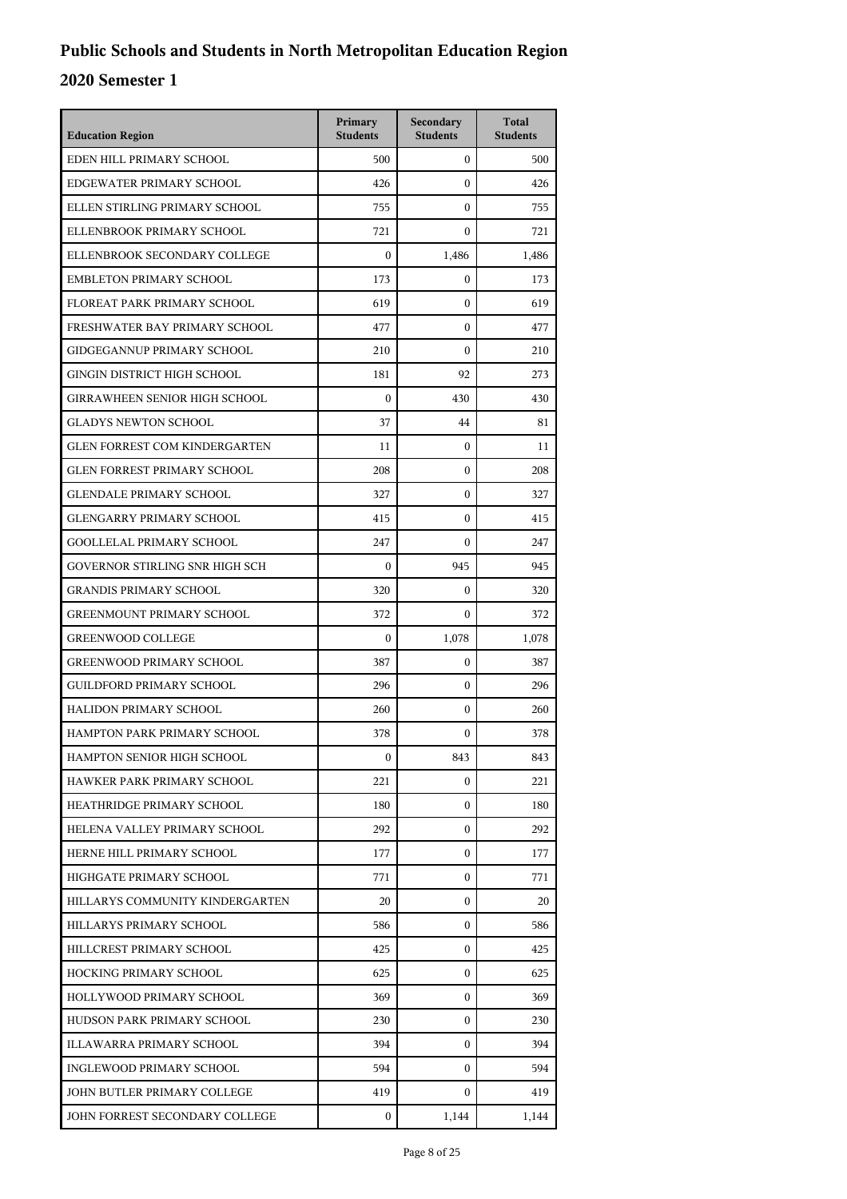# Public Schools and Students in North Metropolitan Education Region

## 2020 Semester 1

| Education Region | Primary Students | Secondary Students | Total Students |
|---|---|---|---|
| EDEN HILL PRIMARY SCHOOL | 500 | 0 | 500 |
| EDGEWATER PRIMARY SCHOOL | 426 | 0 | 426 |
| ELLEN STIRLING PRIMARY SCHOOL | 755 | 0 | 755 |
| ELLENBROOK PRIMARY SCHOOL | 721 | 0 | 721 |
| ELLENBROOK SECONDARY COLLEGE | 0 | 1,486 | 1,486 |
| EMBLETON PRIMARY SCHOOL | 173 | 0 | 173 |
| FLOREAT PARK PRIMARY SCHOOL | 619 | 0 | 619 |
| FRESHWATER BAY PRIMARY SCHOOL | 477 | 0 | 477 |
| GIDGEGANNUP PRIMARY SCHOOL | 210 | 0 | 210 |
| GINGIN DISTRICT HIGH SCHOOL | 181 | 92 | 273 |
| GIRRAWHEEN SENIOR HIGH SCHOOL | 0 | 430 | 430 |
| GLADYS NEWTON SCHOOL | 37 | 44 | 81 |
| GLEN FORREST COM KINDERGARTEN | 11 | 0 | 11 |
| GLEN FORREST PRIMARY SCHOOL | 208 | 0 | 208 |
| GLENDALE PRIMARY SCHOOL | 327 | 0 | 327 |
| GLENGARRY PRIMARY SCHOOL | 415 | 0 | 415 |
| GOOLLELAL PRIMARY SCHOOL | 247 | 0 | 247 |
| GOVERNOR STIRLING SNR HIGH SCH | 0 | 945 | 945 |
| GRANDIS PRIMARY SCHOOL | 320 | 0 | 320 |
| GREENMOUNT PRIMARY SCHOOL | 372 | 0 | 372 |
| GREENWOOD COLLEGE | 0 | 1,078 | 1,078 |
| GREENWOOD PRIMARY SCHOOL | 387 | 0 | 387 |
| GUILDFORD PRIMARY SCHOOL | 296 | 0 | 296 |
| HALIDON PRIMARY SCHOOL | 260 | 0 | 260 |
| HAMPTON PARK PRIMARY SCHOOL | 378 | 0 | 378 |
| HAMPTON SENIOR HIGH SCHOOL | 0 | 843 | 843 |
| HAWKER PARK PRIMARY SCHOOL | 221 | 0 | 221 |
| HEATHRIDGE PRIMARY SCHOOL | 180 | 0 | 180 |
| HELENA VALLEY PRIMARY SCHOOL | 292 | 0 | 292 |
| HERNE HILL PRIMARY SCHOOL | 177 | 0 | 177 |
| HIGHGATE PRIMARY SCHOOL | 771 | 0 | 771 |
| HILLARYS COMMUNITY KINDERGARTEN | 20 | 0 | 20 |
| HILLARYS PRIMARY SCHOOL | 586 | 0 | 586 |
| HILLCREST PRIMARY SCHOOL | 425 | 0 | 425 |
| HOCKING PRIMARY SCHOOL | 625 | 0 | 625 |
| HOLLYWOOD PRIMARY SCHOOL | 369 | 0 | 369 |
| HUDSON PARK PRIMARY SCHOOL | 230 | 0 | 230 |
| ILLAWARRA PRIMARY SCHOOL | 394 | 0 | 394 |
| INGLEWOOD PRIMARY SCHOOL | 594 | 0 | 594 |
| JOHN BUTLER PRIMARY COLLEGE | 419 | 0 | 419 |
| JOHN FORREST SECONDARY COLLEGE | 0 | 1,144 | 1,144 |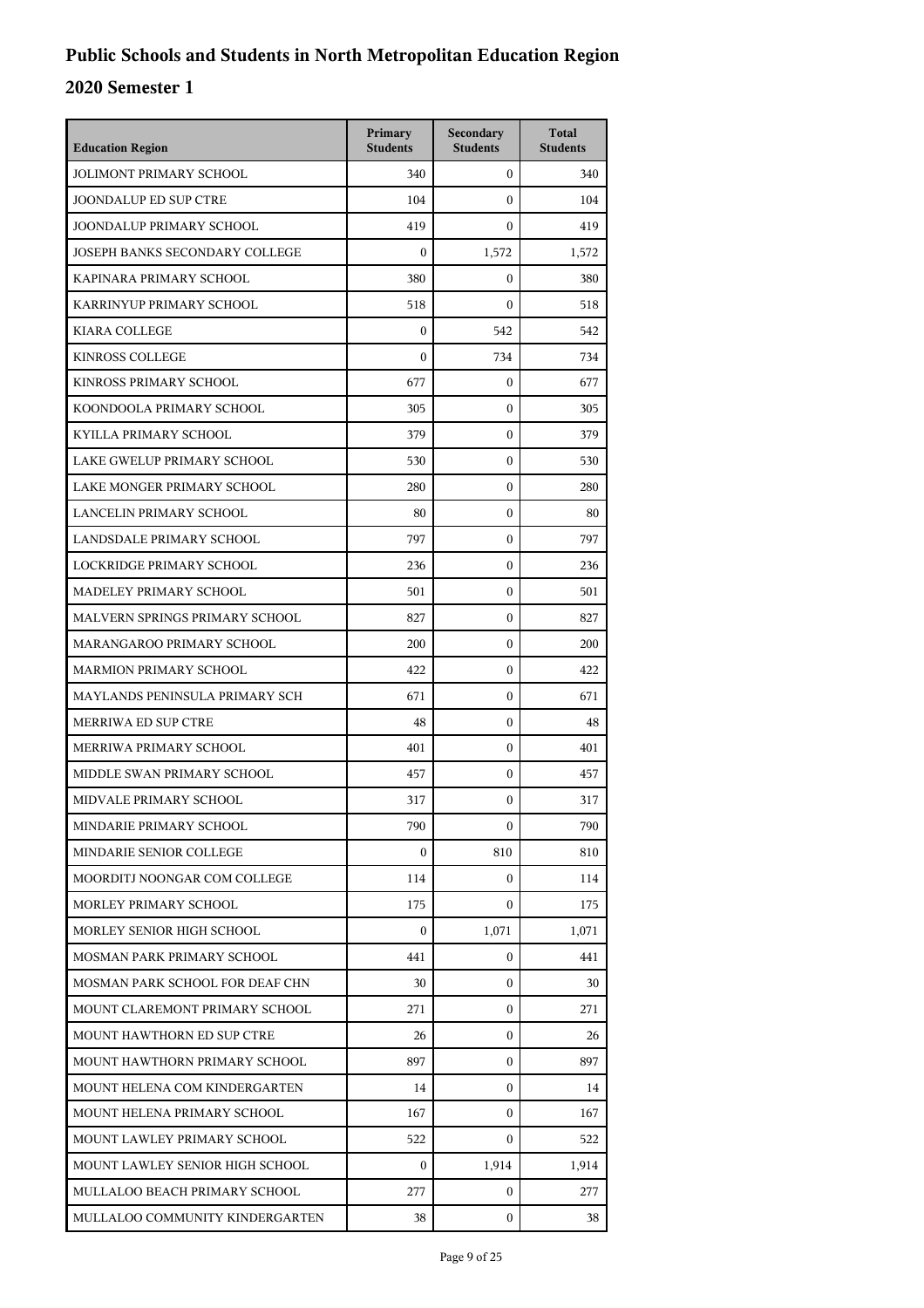# Public Schools and Students in North Metropolitan Education Region

## 2020 Semester 1

| Education Region | Primary Students | Secondary Students | Total Students |
|---|---|---|---|
| JOLIMONT PRIMARY SCHOOL | 340 | 0 | 340 |
| JOONDALUP ED SUP CTRE | 104 | 0 | 104 |
| JOONDALUP PRIMARY SCHOOL | 419 | 0 | 419 |
| JOSEPH BANKS SECONDARY COLLEGE | 0 | 1,572 | 1,572 |
| KAPINARA PRIMARY SCHOOL | 380 | 0 | 380 |
| KARRINYUP PRIMARY SCHOOL | 518 | 0 | 518 |
| KIARA COLLEGE | 0 | 542 | 542 |
| KINROSS COLLEGE | 0 | 734 | 734 |
| KINROSS PRIMARY SCHOOL | 677 | 0 | 677 |
| KOONDOOLA PRIMARY SCHOOL | 305 | 0 | 305 |
| KYILLA PRIMARY SCHOOL | 379 | 0 | 379 |
| LAKE GWELUP PRIMARY SCHOOL | 530 | 0 | 530 |
| LAKE MONGER PRIMARY SCHOOL | 280 | 0 | 280 |
| LANCELIN PRIMARY SCHOOL | 80 | 0 | 80 |
| LANDSDALE PRIMARY SCHOOL | 797 | 0 | 797 |
| LOCKRIDGE PRIMARY SCHOOL | 236 | 0 | 236 |
| MADELEY PRIMARY SCHOOL | 501 | 0 | 501 |
| MALVERN SPRINGS PRIMARY SCHOOL | 827 | 0 | 827 |
| MARANGAROO PRIMARY SCHOOL | 200 | 0 | 200 |
| MARMION PRIMARY SCHOOL | 422 | 0 | 422 |
| MAYLANDS PENINSULA PRIMARY SCH | 671 | 0 | 671 |
| MERRIWA ED SUP CTRE | 48 | 0 | 48 |
| MERRIWA PRIMARY SCHOOL | 401 | 0 | 401 |
| MIDDLE SWAN PRIMARY SCHOOL | 457 | 0 | 457 |
| MIDVALE PRIMARY SCHOOL | 317 | 0 | 317 |
| MINDARIE PRIMARY SCHOOL | 790 | 0 | 790 |
| MINDARIE SENIOR COLLEGE | 0 | 810 | 810 |
| MOORDITJ NOONGAR COM COLLEGE | 114 | 0 | 114 |
| MORLEY PRIMARY SCHOOL | 175 | 0 | 175 |
| MORLEY SENIOR HIGH SCHOOL | 0 | 1,071 | 1,071 |
| MOSMAN PARK PRIMARY SCHOOL | 441 | 0 | 441 |
| MOSMAN PARK SCHOOL FOR DEAF CHN | 30 | 0 | 30 |
| MOUNT CLAREMONT PRIMARY SCHOOL | 271 | 0 | 271 |
| MOUNT HAWTHORN ED SUP CTRE | 26 | 0 | 26 |
| MOUNT HAWTHORN PRIMARY SCHOOL | 897 | 0 | 897 |
| MOUNT HELENA COM KINDERGARTEN | 14 | 0 | 14 |
| MOUNT HELENA PRIMARY SCHOOL | 167 | 0 | 167 |
| MOUNT LAWLEY PRIMARY SCHOOL | 522 | 0 | 522 |
| MOUNT LAWLEY SENIOR HIGH SCHOOL | 0 | 1,914 | 1,914 |
| MULLALOO BEACH PRIMARY SCHOOL | 277 | 0 | 277 |
| MULLALOO COMMUNITY KINDERGARTEN | 38 | 0 | 38 |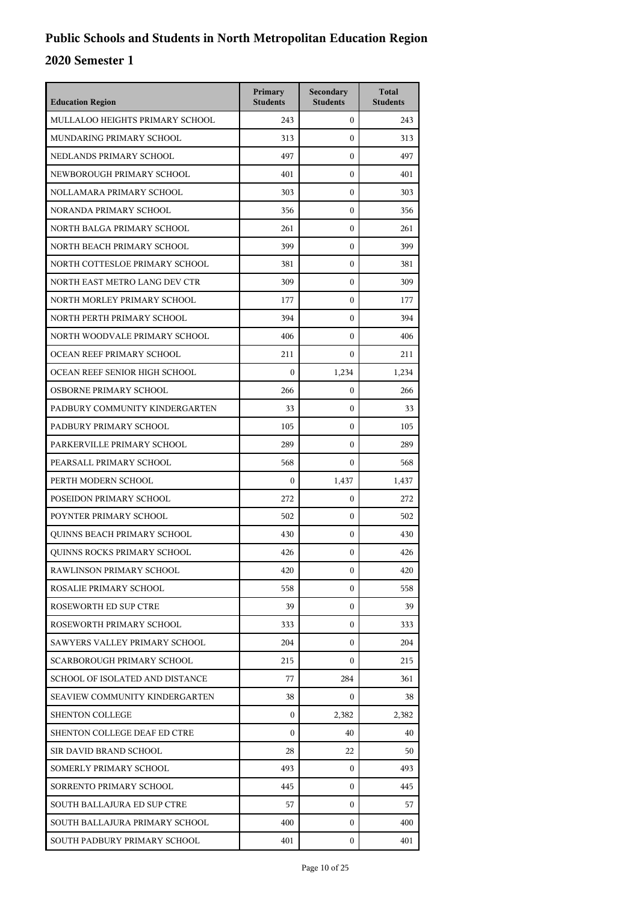# Public Schools and Students in North Metropolitan Education Region

## 2020 Semester 1

| Education Region | Primary Students | Secondary Students | Total Students |
|---|---|---|---|
| MULLALOO HEIGHTS PRIMARY SCHOOL | 243 | 0 | 243 |
| MUNDARING PRIMARY SCHOOL | 313 | 0 | 313 |
| NEDLANDS PRIMARY SCHOOL | 497 | 0 | 497 |
| NEWBOROUGH PRIMARY SCHOOL | 401 | 0 | 401 |
| NOLLAMARA PRIMARY SCHOOL | 303 | 0 | 303 |
| NORANDA PRIMARY SCHOOL | 356 | 0 | 356 |
| NORTH BALGA PRIMARY SCHOOL | 261 | 0 | 261 |
| NORTH BEACH PRIMARY SCHOOL | 399 | 0 | 399 |
| NORTH COTTESLOE PRIMARY SCHOOL | 381 | 0 | 381 |
| NORTH EAST METRO LANG DEV CTR | 309 | 0 | 309 |
| NORTH MORLEY PRIMARY SCHOOL | 177 | 0 | 177 |
| NORTH PERTH PRIMARY SCHOOL | 394 | 0 | 394 |
| NORTH WOODVALE PRIMARY SCHOOL | 406 | 0 | 406 |
| OCEAN REEF PRIMARY SCHOOL | 211 | 0 | 211 |
| OCEAN REEF SENIOR HIGH SCHOOL | 0 | 1,234 | 1,234 |
| OSBORNE PRIMARY SCHOOL | 266 | 0 | 266 |
| PADBURY COMMUNITY KINDERGARTEN | 33 | 0 | 33 |
| PADBURY PRIMARY SCHOOL | 105 | 0 | 105 |
| PARKERVILLE PRIMARY SCHOOL | 289 | 0 | 289 |
| PEARSALL PRIMARY SCHOOL | 568 | 0 | 568 |
| PERTH MODERN SCHOOL | 0 | 1,437 | 1,437 |
| POSEIDON PRIMARY SCHOOL | 272 | 0 | 272 |
| POYNTER PRIMARY SCHOOL | 502 | 0 | 502 |
| QUINNS BEACH PRIMARY SCHOOL | 430 | 0 | 430 |
| QUINNS ROCKS PRIMARY SCHOOL | 426 | 0 | 426 |
| RAWLINSON PRIMARY SCHOOL | 420 | 0 | 420 |
| ROSALIE PRIMARY SCHOOL | 558 | 0 | 558 |
| ROSEWORTH ED SUP CTRE | 39 | 0 | 39 |
| ROSEWORTH PRIMARY SCHOOL | 333 | 0 | 333 |
| SAWYERS VALLEY PRIMARY SCHOOL | 204 | 0 | 204 |
| SCARBOROUGH PRIMARY SCHOOL | 215 | 0 | 215 |
| SCHOOL OF ISOLATED AND DISTANCE | 77 | 284 | 361 |
| SEAVIEW COMMUNITY KINDERGARTEN | 38 | 0 | 38 |
| SHENTON COLLEGE | 0 | 2,382 | 2,382 |
| SHENTON COLLEGE DEAF ED CTRE | 0 | 40 | 40 |
| SIR DAVID BRAND SCHOOL | 28 | 22 | 50 |
| SOMERLY PRIMARY SCHOOL | 493 | 0 | 493 |
| SORRENTO PRIMARY SCHOOL | 445 | 0 | 445 |
| SOUTH BALLAJURA ED SUP CTRE | 57 | 0 | 57 |
| SOUTH BALLAJURA PRIMARY SCHOOL | 400 | 0 | 400 |
| SOUTH PADBURY PRIMARY SCHOOL | 401 | 0 | 401 |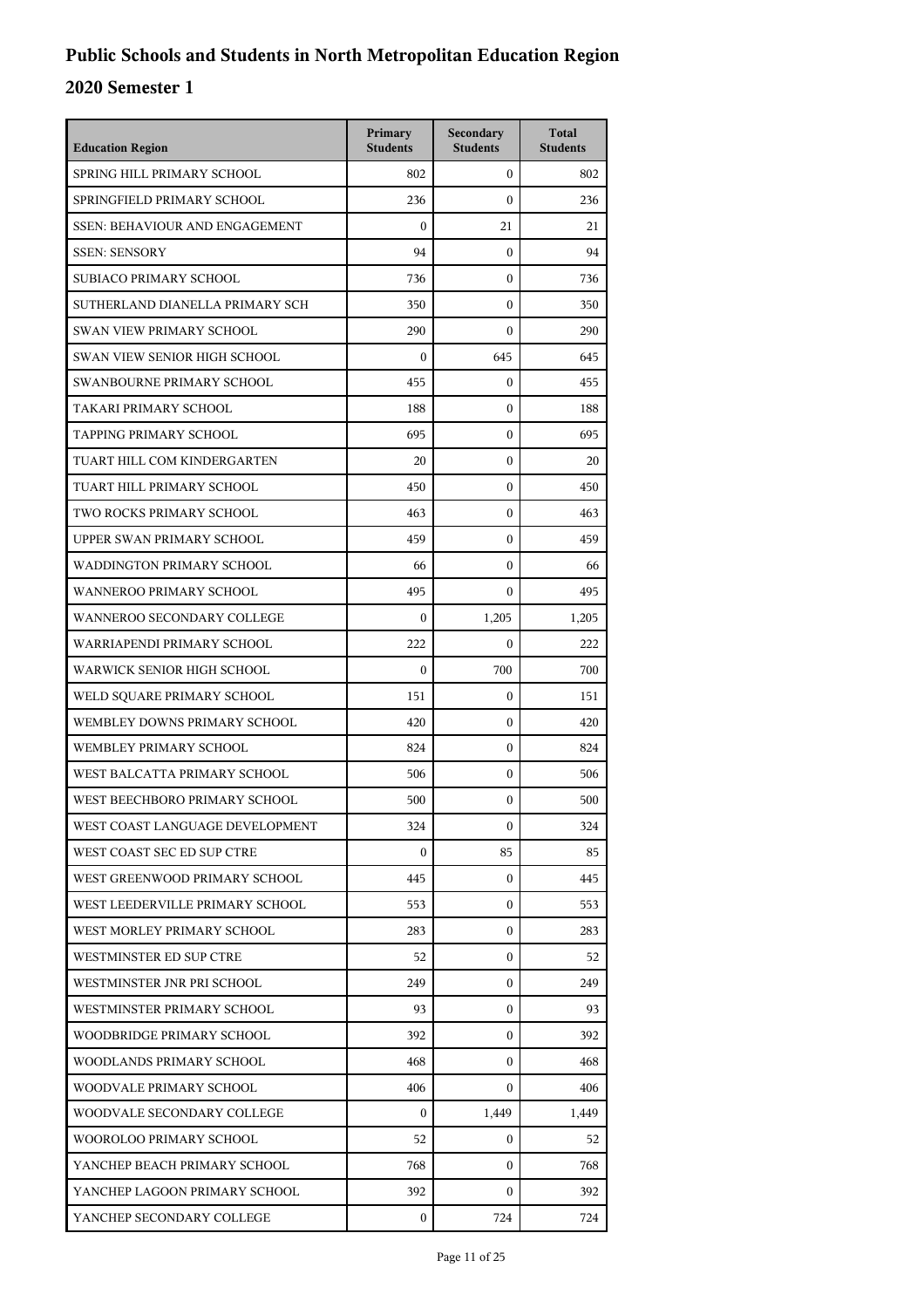# Public Schools and Students in North Metropolitan Education Region

## 2020 Semester 1

| Education Region | Primary Students | Secondary Students | Total Students |
|---|---|---|---|
| SPRING HILL PRIMARY SCHOOL | 802 | 0 | 802 |
| SPRINGFIELD PRIMARY SCHOOL | 236 | 0 | 236 |
| SSEN: BEHAVIOUR AND ENGAGEMENT | 0 | 21 | 21 |
| SSEN: SENSORY | 94 | 0 | 94 |
| SUBIACO PRIMARY SCHOOL | 736 | 0 | 736 |
| SUTHERLAND DIANELLA PRIMARY SCH | 350 | 0 | 350 |
| SWAN VIEW PRIMARY SCHOOL | 290 | 0 | 290 |
| SWAN VIEW SENIOR HIGH SCHOOL | 0 | 645 | 645 |
| SWANBOURNE PRIMARY SCHOOL | 455 | 0 | 455 |
| TAKARI PRIMARY SCHOOL | 188 | 0 | 188 |
| TAPPING PRIMARY SCHOOL | 695 | 0 | 695 |
| TUART HILL COM KINDERGARTEN | 20 | 0 | 20 |
| TUART HILL PRIMARY SCHOOL | 450 | 0 | 450 |
| TWO ROCKS PRIMARY SCHOOL | 463 | 0 | 463 |
| UPPER SWAN PRIMARY SCHOOL | 459 | 0 | 459 |
| WADDINGTON PRIMARY SCHOOL | 66 | 0 | 66 |
| WANNEROO PRIMARY SCHOOL | 495 | 0 | 495 |
| WANNEROO SECONDARY COLLEGE | 0 | 1,205 | 1,205 |
| WARRIAPENDI PRIMARY SCHOOL | 222 | 0 | 222 |
| WARWICK SENIOR HIGH SCHOOL | 0 | 700 | 700 |
| WELD SQUARE PRIMARY SCHOOL | 151 | 0 | 151 |
| WEMBLEY DOWNS PRIMARY SCHOOL | 420 | 0 | 420 |
| WEMBLEY PRIMARY SCHOOL | 824 | 0 | 824 |
| WEST BALCATTA PRIMARY SCHOOL | 506 | 0 | 506 |
| WEST BEECHBORO PRIMARY SCHOOL | 500 | 0 | 500 |
| WEST COAST LANGUAGE DEVELOPMENT | 324 | 0 | 324 |
| WEST COAST SEC ED SUP CTRE | 0 | 85 | 85 |
| WEST GREENWOOD PRIMARY SCHOOL | 445 | 0 | 445 |
| WEST LEEDERVILLE PRIMARY SCHOOL | 553 | 0 | 553 |
| WEST MORLEY PRIMARY SCHOOL | 283 | 0 | 283 |
| WESTMINSTER ED SUP CTRE | 52 | 0 | 52 |
| WESTMINSTER JNR PRI SCHOOL | 249 | 0 | 249 |
| WESTMINSTER PRIMARY SCHOOL | 93 | 0 | 93 |
| WOODBRIDGE PRIMARY SCHOOL | 392 | 0 | 392 |
| WOODLANDS PRIMARY SCHOOL | 468 | 0 | 468 |
| WOODVALE PRIMARY SCHOOL | 406 | 0 | 406 |
| WOODVALE SECONDARY COLLEGE | 0 | 1,449 | 1,449 |
| WOOROLOO PRIMARY SCHOOL | 52 | 0 | 52 |
| YANCHEP BEACH PRIMARY SCHOOL | 768 | 0 | 768 |
| YANCHEP LAGOON PRIMARY SCHOOL | 392 | 0 | 392 |
| YANCHEP SECONDARY COLLEGE | 0 | 724 | 724 |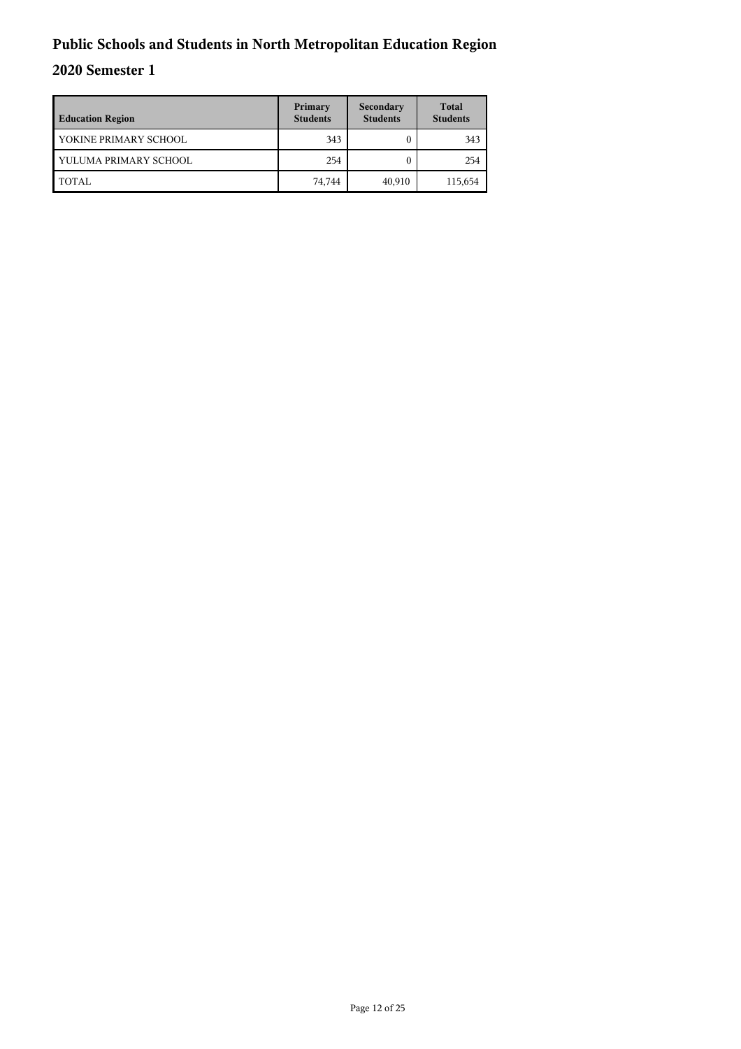# Public Schools and Students in North Metropolitan Education Region

## 2020 Semester 1

| Education Region | Primary Students | Secondary Students | Total Students |
|---|---|---|---|
| YOKINE PRIMARY SCHOOL | 343 | 0 | 343 |
| YULUMA PRIMARY SCHOOL | 254 | 0 | 254 |
| TOTAL | 74,744 | 40,910 | 115,654 |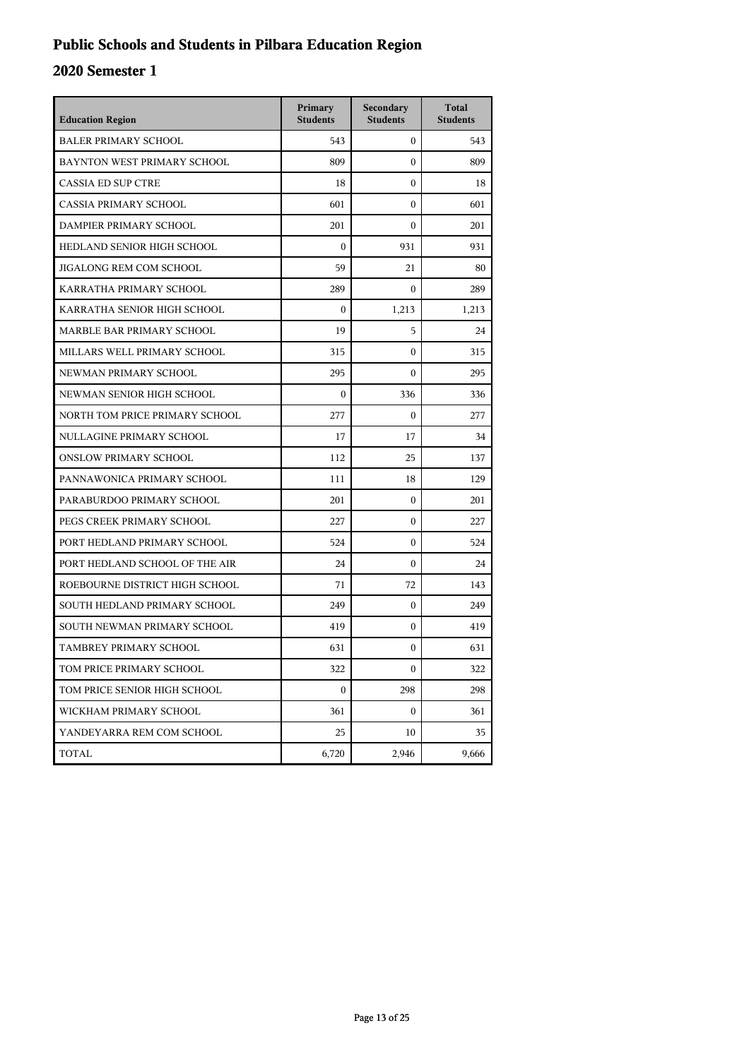# Public Schools and Students in Pilbara Education Region

## 2020 Semester 1

| Education Region | Primary Students | Secondary Students | Total Students |
|---|---|---|---|
| BALER PRIMARY SCHOOL | 543 | 0 | 543 |
| BAYNTON WEST PRIMARY SCHOOL | 809 | 0 | 809 |
| CASSIA ED SUP CTRE | 18 | 0 | 18 |
| CASSIA PRIMARY SCHOOL | 601 | 0 | 601 |
| DAMPIER PRIMARY SCHOOL | 201 | 0 | 201 |
| HEDLAND SENIOR HIGH SCHOOL | 0 | 931 | 931 |
| JIGALONG REM COM SCHOOL | 59 | 21 | 80 |
| KARRATHA PRIMARY SCHOOL | 289 | 0 | 289 |
| KARRATHA SENIOR HIGH SCHOOL | 0 | 1,213 | 1,213 |
| MARBLE BAR PRIMARY SCHOOL | 19 | 5 | 24 |
| MILLARS WELL PRIMARY SCHOOL | 315 | 0 | 315 |
| NEWMAN PRIMARY SCHOOL | 295 | 0 | 295 |
| NEWMAN SENIOR HIGH SCHOOL | 0 | 336 | 336 |
| NORTH TOM PRICE PRIMARY SCHOOL | 277 | 0 | 277 |
| NULLAGINE PRIMARY SCHOOL | 17 | 17 | 34 |
| ONSLOW PRIMARY SCHOOL | 112 | 25 | 137 |
| PANNAWONICA PRIMARY SCHOOL | 111 | 18 | 129 |
| PARABURDOO PRIMARY SCHOOL | 201 | 0 | 201 |
| PEGS CREEK PRIMARY SCHOOL | 227 | 0 | 227 |
| PORT HEDLAND PRIMARY SCHOOL | 524 | 0 | 524 |
| PORT HEDLAND SCHOOL OF THE AIR | 24 | 0 | 24 |
| ROEBOURNE DISTRICT HIGH SCHOOL | 71 | 72 | 143 |
| SOUTH HEDLAND PRIMARY SCHOOL | 249 | 0 | 249 |
| SOUTH NEWMAN PRIMARY SCHOOL | 419 | 0 | 419 |
| TAMBREY PRIMARY SCHOOL | 631 | 0 | 631 |
| TOM PRICE PRIMARY SCHOOL | 322 | 0 | 322 |
| TOM PRICE SENIOR HIGH SCHOOL | 0 | 298 | 298 |
| WICKHAM PRIMARY SCHOOL | 361 | 0 | 361 |
| YANDEYARRA REM COM SCHOOL | 25 | 10 | 35 |
| TOTAL | 6,720 | 2,946 | 9,666 |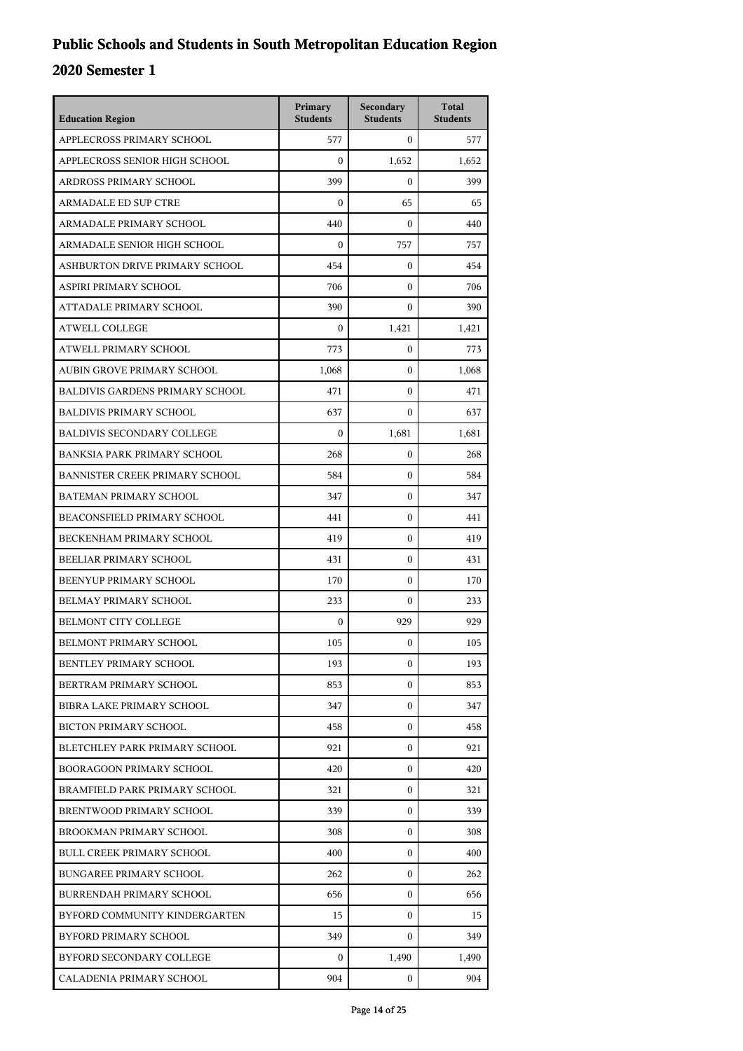# Public Schools and Students in South Metropolitan Education Region

## 2020 Semester 1

| Education Region | Primary Students | Secondary Students | Total Students |
| --- | --- | --- | --- |
| APPLECROSS PRIMARY SCHOOL | 577 | 0 | 577 |
| APPLECROSS SENIOR HIGH SCHOOL | 0 | 1,652 | 1,652 |
| ARDROSS PRIMARY SCHOOL | 399 | 0 | 399 |
| ARMADALE ED SUP CTRE | 0 | 65 | 65 |
| ARMADALE PRIMARY SCHOOL | 440 | 0 | 440 |
| ARMADALE SENIOR HIGH SCHOOL | 0 | 757 | 757 |
| ASHBURTON DRIVE PRIMARY SCHOOL | 454 | 0 | 454 |
| ASPIRI PRIMARY SCHOOL | 706 | 0 | 706 |
| ATTADALE PRIMARY SCHOOL | 390 | 0 | 390 |
| ATWELL COLLEGE | 0 | 1,421 | 1,421 |
| ATWELL PRIMARY SCHOOL | 773 | 0 | 773 |
| AUBIN GROVE PRIMARY SCHOOL | 1,068 | 0 | 1,068 |
| BALDIVIS GARDENS PRIMARY SCHOOL | 471 | 0 | 471 |
| BALDIVIS PRIMARY SCHOOL | 637 | 0 | 637 |
| BALDIVIS SECONDARY COLLEGE | 0 | 1,681 | 1,681 |
| BANKSIA PARK PRIMARY SCHOOL | 268 | 0 | 268 |
| BANNISTER CREEK PRIMARY SCHOOL | 584 | 0 | 584 |
| BATEMAN PRIMARY SCHOOL | 347 | 0 | 347 |
| BEACONSFIELD PRIMARY SCHOOL | 441 | 0 | 441 |
| BECKENHAM PRIMARY SCHOOL | 419 | 0 | 419 |
| BEELIAR PRIMARY SCHOOL | 431 | 0 | 431 |
| BEENYUP PRIMARY SCHOOL | 170 | 0 | 170 |
| BELMAY PRIMARY SCHOOL | 233 | 0 | 233 |
| BELMONT CITY COLLEGE | 0 | 929 | 929 |
| BELMONT PRIMARY SCHOOL | 105 | 0 | 105 |
| BENTLEY PRIMARY SCHOOL | 193 | 0 | 193 |
| BERTRAM PRIMARY SCHOOL | 853 | 0 | 853 |
| BIBRA LAKE PRIMARY SCHOOL | 347 | 0 | 347 |
| BICTON PRIMARY SCHOOL | 458 | 0 | 458 |
| BLETCHLEY PARK PRIMARY SCHOOL | 921 | 0 | 921 |
| BOORAGOON PRIMARY SCHOOL | 420 | 0 | 420 |
| BRAMFIELD PARK PRIMARY SCHOOL | 321 | 0 | 321 |
| BRENTWOOD PRIMARY SCHOOL | 339 | 0 | 339 |
| BROOKMAN PRIMARY SCHOOL | 308 | 0 | 308 |
| BULL CREEK PRIMARY SCHOOL | 400 | 0 | 400 |
| BUNGAREE PRIMARY SCHOOL | 262 | 0 | 262 |
| BURRENDAH PRIMARY SCHOOL | 656 | 0 | 656 |
| BYFORD COMMUNITY KINDERGARTEN | 15 | 0 | 15 |
| BYFORD PRIMARY SCHOOL | 349 | 0 | 349 |
| BYFORD SECONDARY COLLEGE | 0 | 1,490 | 1,490 |
| CALADENIA PRIMARY SCHOOL | 904 | 0 | 904 |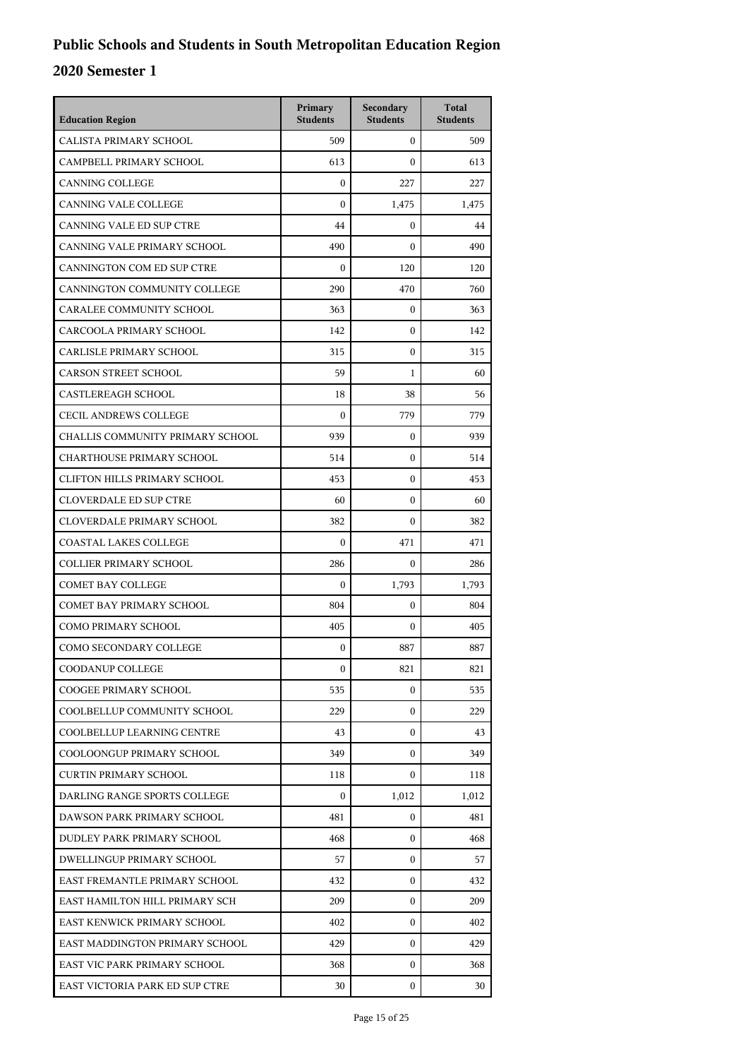# Public Schools and Students in South Metropolitan Education Region

## 2020 Semester 1

| Education Region | Primary Students | Secondary Students | Total Students |
|---|---|---|---|
| CALISTA PRIMARY SCHOOL | 509 | 0 | 509 |
| CAMPBELL PRIMARY SCHOOL | 613 | 0 | 613 |
| CANNING COLLEGE | 0 | 227 | 227 |
| CANNING VALE COLLEGE | 0 | 1,475 | 1,475 |
| CANNING VALE ED SUP CTRE | 44 | 0 | 44 |
| CANNING VALE PRIMARY SCHOOL | 490 | 0 | 490 |
| CANNINGTON COM ED SUP CTRE | 0 | 120 | 120 |
| CANNINGTON COMMUNITY COLLEGE | 290 | 470 | 760 |
| CARALEE COMMUNITY SCHOOL | 363 | 0 | 363 |
| CARCOOLA PRIMARY SCHOOL | 142 | 0 | 142 |
| CARLISLE PRIMARY SCHOOL | 315 | 0 | 315 |
| CARSON STREET SCHOOL | 59 | 1 | 60 |
| CASTLEREAGH SCHOOL | 18 | 38 | 56 |
| CECIL ANDREWS COLLEGE | 0 | 779 | 779 |
| CHALLIS COMMUNITY PRIMARY SCHOOL | 939 | 0 | 939 |
| CHARTHOUSE PRIMARY SCHOOL | 514 | 0 | 514 |
| CLIFTON HILLS PRIMARY SCHOOL | 453 | 0 | 453 |
| CLOVERDALE ED SUP CTRE | 60 | 0 | 60 |
| CLOVERDALE PRIMARY SCHOOL | 382 | 0 | 382 |
| COASTAL LAKES COLLEGE | 0 | 471 | 471 |
| COLLIER PRIMARY SCHOOL | 286 | 0 | 286 |
| COMET BAY COLLEGE | 0 | 1,793 | 1,793 |
| COMET BAY PRIMARY SCHOOL | 804 | 0 | 804 |
| COMO PRIMARY SCHOOL | 405 | 0 | 405 |
| COMO SECONDARY COLLEGE | 0 | 887 | 887 |
| COODANUP COLLEGE | 0 | 821 | 821 |
| COOGEE PRIMARY SCHOOL | 535 | 0 | 535 |
| COOLBELLUP COMMUNITY SCHOOL | 229 | 0 | 229 |
| COOLBELLUP LEARNING CENTRE | 43 | 0 | 43 |
| COOLOONGUP PRIMARY SCHOOL | 349 | 0 | 349 |
| CURTIN PRIMARY SCHOOL | 118 | 0 | 118 |
| DARLING RANGE SPORTS COLLEGE | 0 | 1,012 | 1,012 |
| DAWSON PARK PRIMARY SCHOOL | 481 | 0 | 481 |
| DUDLEY PARK PRIMARY SCHOOL | 468 | 0 | 468 |
| DWELLINGUP PRIMARY SCHOOL | 57 | 0 | 57 |
| EAST FREMANTLE PRIMARY SCHOOL | 432 | 0 | 432 |
| EAST HAMILTON HILL PRIMARY SCH | 209 | 0 | 209 |
| EAST KENWICK PRIMARY SCHOOL | 402 | 0 | 402 |
| EAST MADDINGTON PRIMARY SCHOOL | 429 | 0 | 429 |
| EAST VIC PARK PRIMARY SCHOOL | 368 | 0 | 368 |
| EAST VICTORIA PARK ED SUP CTRE | 30 | 0 | 30 |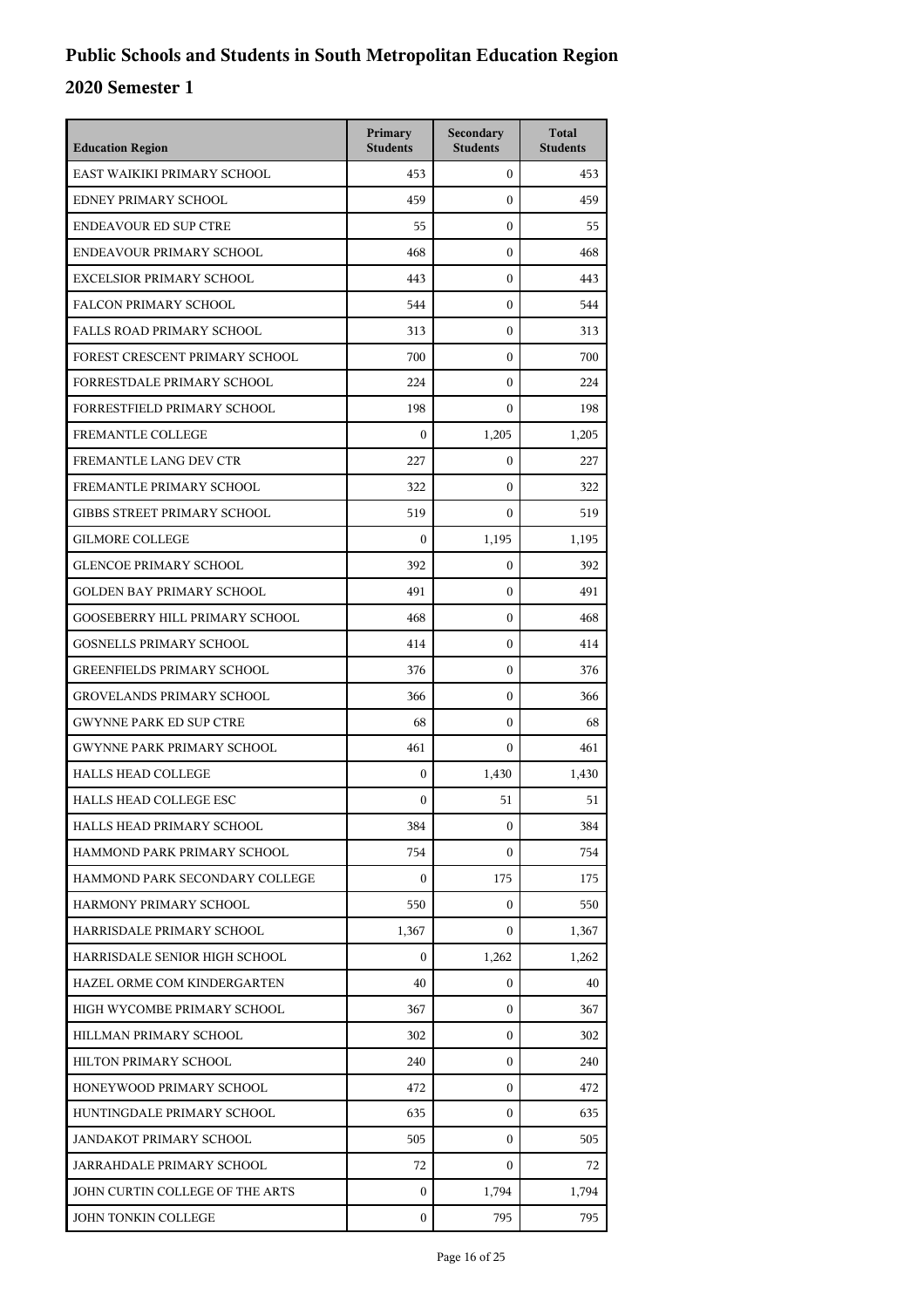# Public Schools and Students in South Metropolitan Education Region

## 2020 Semester 1

| Education Region | Primary Students | Secondary Students | Total Students |
|---|---|---|---|
| EAST WAIKIKI PRIMARY SCHOOL | 453 | 0 | 453 |
| EDNEY PRIMARY SCHOOL | 459 | 0 | 459 |
| ENDEAVOUR ED SUP CTRE | 55 | 0 | 55 |
| ENDEAVOUR PRIMARY SCHOOL | 468 | 0 | 468 |
| EXCELSIOR PRIMARY SCHOOL | 443 | 0 | 443 |
| FALCON PRIMARY SCHOOL | 544 | 0 | 544 |
| FALLS ROAD PRIMARY SCHOOL | 313 | 0 | 313 |
| FOREST CRESCENT PRIMARY SCHOOL | 700 | 0 | 700 |
| FORRESTDALE PRIMARY SCHOOL | 224 | 0 | 224 |
| FORRESTFIELD PRIMARY SCHOOL | 198 | 0 | 198 |
| FREMANTLE COLLEGE | 0 | 1,205 | 1,205 |
| FREMANTLE LANG DEV CTR | 227 | 0 | 227 |
| FREMANTLE PRIMARY SCHOOL | 322 | 0 | 322 |
| GIBBS STREET PRIMARY SCHOOL | 519 | 0 | 519 |
| GILMORE COLLEGE | 0 | 1,195 | 1,195 |
| GLENCOE PRIMARY SCHOOL | 392 | 0 | 392 |
| GOLDEN BAY PRIMARY SCHOOL | 491 | 0 | 491 |
| GOOSEBERRY HILL PRIMARY SCHOOL | 468 | 0 | 468 |
| GOSNELLS PRIMARY SCHOOL | 414 | 0 | 414 |
| GREENFIELDS PRIMARY SCHOOL | 376 | 0 | 376 |
| GROVELANDS PRIMARY SCHOOL | 366 | 0 | 366 |
| GWYNNE PARK ED SUP CTRE | 68 | 0 | 68 |
| GWYNNE PARK PRIMARY SCHOOL | 461 | 0 | 461 |
| HALLS HEAD COLLEGE | 0 | 1,430 | 1,430 |
| HALLS HEAD COLLEGE ESC | 0 | 51 | 51 |
| HALLS HEAD PRIMARY SCHOOL | 384 | 0 | 384 |
| HAMMOND PARK PRIMARY SCHOOL | 754 | 0 | 754 |
| HAMMOND PARK SECONDARY COLLEGE | 0 | 175 | 175 |
| HARMONY PRIMARY SCHOOL | 550 | 0 | 550 |
| HARRISDALE PRIMARY SCHOOL | 1,367 | 0 | 1,367 |
| HARRISDALE SENIOR HIGH SCHOOL | 0 | 1,262 | 1,262 |
| HAZEL ORME COM KINDERGARTEN | 40 | 0 | 40 |
| HIGH WYCOMBE PRIMARY SCHOOL | 367 | 0 | 367 |
| HILLMAN PRIMARY SCHOOL | 302 | 0 | 302 |
| HILTON PRIMARY SCHOOL | 240 | 0 | 240 |
| HONEYWOOD PRIMARY SCHOOL | 472 | 0 | 472 |
| HUNTINGDALE PRIMARY SCHOOL | 635 | 0 | 635 |
| JANDAKOT PRIMARY SCHOOL | 505 | 0 | 505 |
| JARRAHDALE PRIMARY SCHOOL | 72 | 0 | 72 |
| JOHN CURTIN COLLEGE OF THE ARTS | 0 | 1,794 | 1,794 |
| JOHN TONKIN COLLEGE | 0 | 795 | 795 |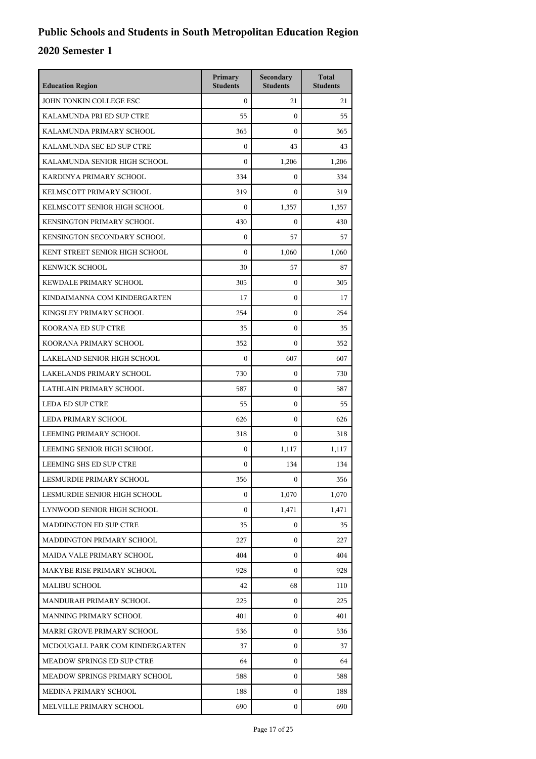# Public Schools and Students in South Metropolitan Education Region

## 2020 Semester 1

| Education Region | Primary Students | Secondary Students | Total Students |
|---|---|---|---|
| JOHN TONKIN COLLEGE ESC | 0 | 21 | 21 |
| KALAMUNDA PRI ED SUP CTRE | 55 | 0 | 55 |
| KALAMUNDA PRIMARY SCHOOL | 365 | 0 | 365 |
| KALAMUNDA SEC ED SUP CTRE | 0 | 43 | 43 |
| KALAMUNDA SENIOR HIGH SCHOOL | 0 | 1,206 | 1,206 |
| KARDINYA PRIMARY SCHOOL | 334 | 0 | 334 |
| KELMSCOTT PRIMARY SCHOOL | 319 | 0 | 319 |
| KELMSCOTT SENIOR HIGH SCHOOL | 0 | 1,357 | 1,357 |
| KENSINGTON PRIMARY SCHOOL | 430 | 0 | 430 |
| KENSINGTON SECONDARY SCHOOL | 0 | 57 | 57 |
| KENT STREET SENIOR HIGH SCHOOL | 0 | 1,060 | 1,060 |
| KENWICK SCHOOL | 30 | 57 | 87 |
| KEWDALE PRIMARY SCHOOL | 305 | 0 | 305 |
| KINDAIMANNA COM KINDERGARTEN | 17 | 0 | 17 |
| KINGSLEY PRIMARY SCHOOL | 254 | 0 | 254 |
| KOORANA ED SUP CTRE | 35 | 0 | 35 |
| KOORANA PRIMARY SCHOOL | 352 | 0 | 352 |
| LAKELAND SENIOR HIGH SCHOOL | 0 | 607 | 607 |
| LAKELANDS PRIMARY SCHOOL | 730 | 0 | 730 |
| LATHLAIN PRIMARY SCHOOL | 587 | 0 | 587 |
| LEDA ED SUP CTRE | 55 | 0 | 55 |
| LEDA PRIMARY SCHOOL | 626 | 0 | 626 |
| LEEMING PRIMARY SCHOOL | 318 | 0 | 318 |
| LEEMING SENIOR HIGH SCHOOL | 0 | 1,117 | 1,117 |
| LEEMING SHS ED SUP CTRE | 0 | 134 | 134 |
| LESMURDIE PRIMARY SCHOOL | 356 | 0 | 356 |
| LESMURDIE SENIOR HIGH SCHOOL | 0 | 1,070 | 1,070 |
| LYNWOOD SENIOR HIGH SCHOOL | 0 | 1,471 | 1,471 |
| MADDINGTON ED SUP CTRE | 35 | 0 | 35 |
| MADDINGTON PRIMARY SCHOOL | 227 | 0 | 227 |
| MAIDA VALE PRIMARY SCHOOL | 404 | 0 | 404 |
| MAKYBE RISE PRIMARY SCHOOL | 928 | 0 | 928 |
| MALIBU SCHOOL | 42 | 68 | 110 |
| MANDURAH PRIMARY SCHOOL | 225 | 0 | 225 |
| MANNING PRIMARY SCHOOL | 401 | 0 | 401 |
| MARRI GROVE PRIMARY SCHOOL | 536 | 0 | 536 |
| MCDOUGALL PARK COM KINDERGARTEN | 37 | 0 | 37 |
| MEADOW SPRINGS ED SUP CTRE | 64 | 0 | 64 |
| MEADOW SPRINGS PRIMARY SCHOOL | 588 | 0 | 588 |
| MEDINA PRIMARY SCHOOL | 188 | 0 | 188 |
| MELVILLE PRIMARY SCHOOL | 690 | 0 | 690 |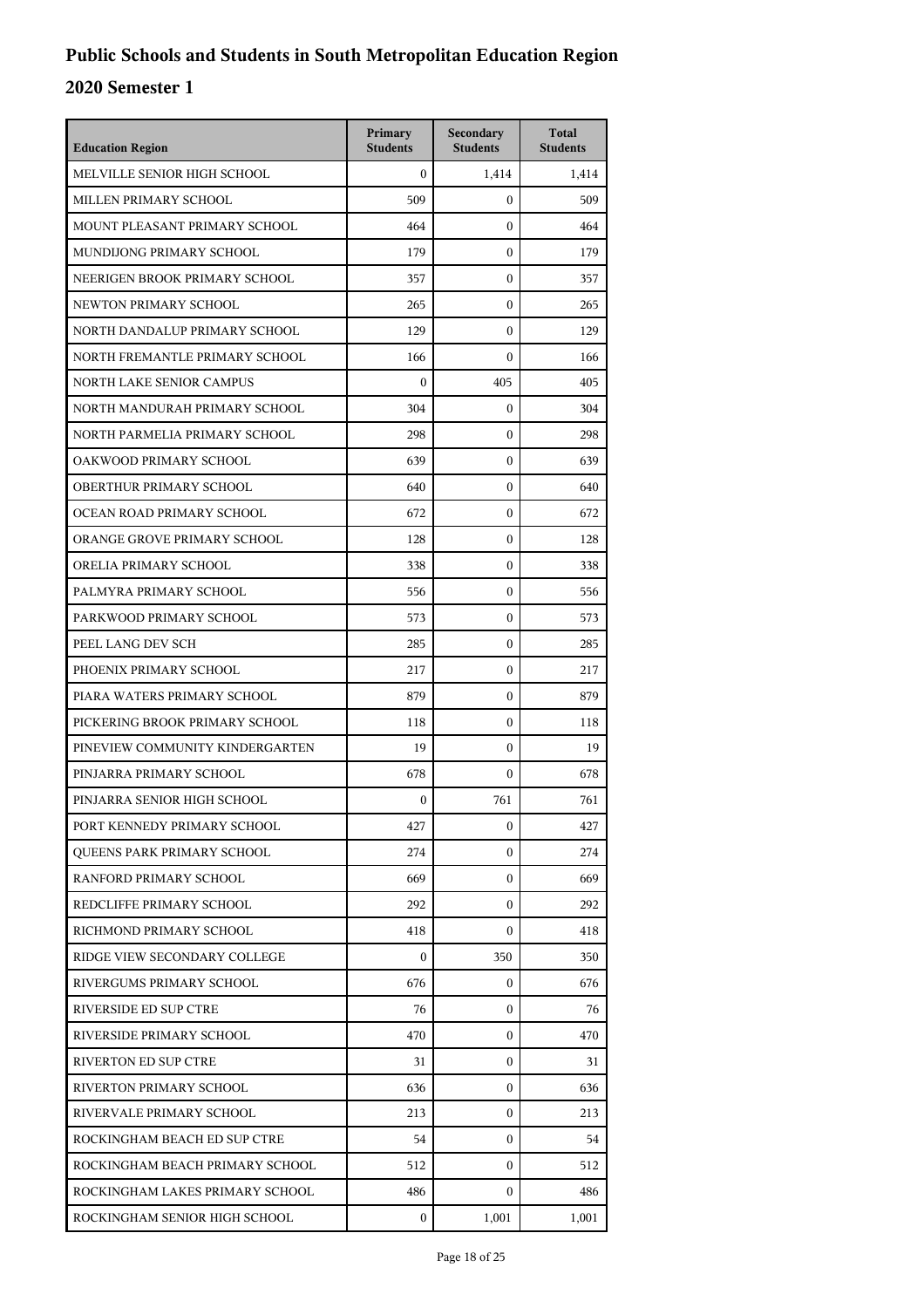# Public Schools and Students in South Metropolitan Education Region

## 2020 Semester 1

| Education Region | Primary Students | Secondary Students | Total Students |
|---|---|---|---|
| MELVILLE SENIOR HIGH SCHOOL | 0 | 1,414 | 1,414 |
| MILLEN PRIMARY SCHOOL | 509 | 0 | 509 |
| MOUNT PLEASANT PRIMARY SCHOOL | 464 | 0 | 464 |
| MUNDIJONG PRIMARY SCHOOL | 179 | 0 | 179 |
| NEERIGEN BROOK PRIMARY SCHOOL | 357 | 0 | 357 |
| NEWTON PRIMARY SCHOOL | 265 | 0 | 265 |
| NORTH DANDALUP PRIMARY SCHOOL | 129 | 0 | 129 |
| NORTH FREMANTLE PRIMARY SCHOOL | 166 | 0 | 166 |
| NORTH LAKE SENIOR CAMPUS | 0 | 405 | 405 |
| NORTH MANDURAH PRIMARY SCHOOL | 304 | 0 | 304 |
| NORTH PARMELIA PRIMARY SCHOOL | 298 | 0 | 298 |
| OAKWOOD PRIMARY SCHOOL | 639 | 0 | 639 |
| OBERTHUR PRIMARY SCHOOL | 640 | 0 | 640 |
| OCEAN ROAD PRIMARY SCHOOL | 672 | 0 | 672 |
| ORANGE GROVE PRIMARY SCHOOL | 128 | 0 | 128 |
| ORELIA PRIMARY SCHOOL | 338 | 0 | 338 |
| PALMYRA PRIMARY SCHOOL | 556 | 0 | 556 |
| PARKWOOD PRIMARY SCHOOL | 573 | 0 | 573 |
| PEEL LANG DEV SCH | 285 | 0 | 285 |
| PHOENIX PRIMARY SCHOOL | 217 | 0 | 217 |
| PIARA WATERS PRIMARY SCHOOL | 879 | 0 | 879 |
| PICKERING BROOK PRIMARY SCHOOL | 118 | 0 | 118 |
| PINEVIEW COMMUNITY KINDERGARTEN | 19 | 0 | 19 |
| PINJARRA PRIMARY SCHOOL | 678 | 0 | 678 |
| PINJARRA SENIOR HIGH SCHOOL | 0 | 761 | 761 |
| PORT KENNEDY PRIMARY SCHOOL | 427 | 0 | 427 |
| QUEENS PARK PRIMARY SCHOOL | 274 | 0 | 274 |
| RANFORD PRIMARY SCHOOL | 669 | 0 | 669 |
| REDCLIFFE PRIMARY SCHOOL | 292 | 0 | 292 |
| RICHMOND PRIMARY SCHOOL | 418 | 0 | 418 |
| RIDGE VIEW SECONDARY COLLEGE | 0 | 350 | 350 |
| RIVERGUMS PRIMARY SCHOOL | 676 | 0 | 676 |
| RIVERSIDE ED SUP CTRE | 76 | 0 | 76 |
| RIVERSIDE PRIMARY SCHOOL | 470 | 0 | 470 |
| RIVERTON ED SUP CTRE | 31 | 0 | 31 |
| RIVERTON PRIMARY SCHOOL | 636 | 0 | 636 |
| RIVERVALE PRIMARY SCHOOL | 213 | 0 | 213 |
| ROCKINGHAM BEACH ED SUP CTRE | 54 | 0 | 54 |
| ROCKINGHAM BEACH PRIMARY SCHOOL | 512 | 0 | 512 |
| ROCKINGHAM LAKES PRIMARY SCHOOL | 486 | 0 | 486 |
| ROCKINGHAM SENIOR HIGH SCHOOL | 0 | 1,001 | 1,001 |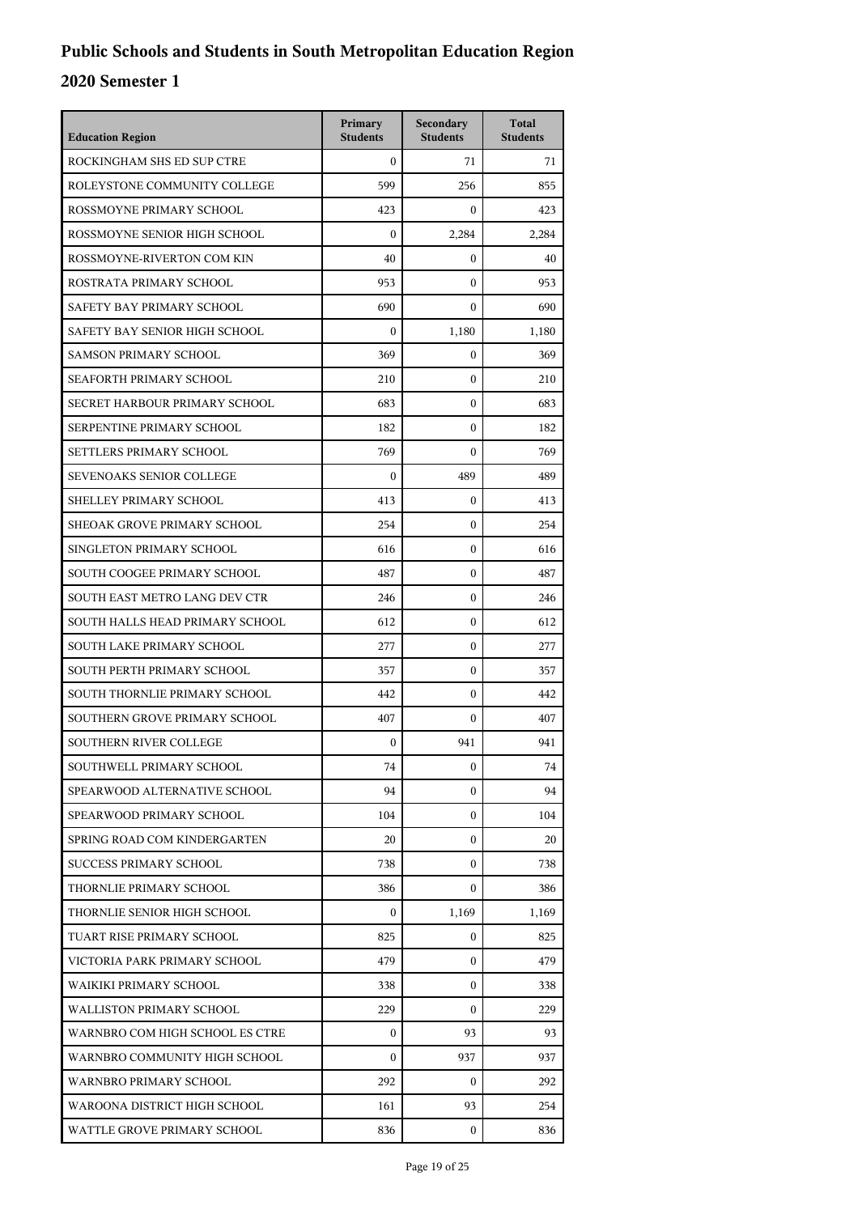# Public Schools and Students in South Metropolitan Education Region

## 2020 Semester 1

| Education Region | Primary Students | Secondary Students | Total Students |
|---|---|---|---|
| ROCKINGHAM SHS ED SUP CTRE | 0 | 71 | 71 |
| ROLEYSTONE COMMUNITY COLLEGE | 599 | 256 | 855 |
| ROSSMOYNE PRIMARY SCHOOL | 423 | 0 | 423 |
| ROSSMOYNE SENIOR HIGH SCHOOL | 0 | 2,284 | 2,284 |
| ROSSMOYNE-RIVERTON COM KIN | 40 | 0 | 40 |
| ROSTRATA PRIMARY SCHOOL | 953 | 0 | 953 |
| SAFETY BAY PRIMARY SCHOOL | 690 | 0 | 690 |
| SAFETY BAY SENIOR HIGH SCHOOL | 0 | 1,180 | 1,180 |
| SAMSON PRIMARY SCHOOL | 369 | 0 | 369 |
| SEAFORTH PRIMARY SCHOOL | 210 | 0 | 210 |
| SECRET HARBOUR PRIMARY SCHOOL | 683 | 0 | 683 |
| SERPENTINE PRIMARY SCHOOL | 182 | 0 | 182 |
| SETTLERS PRIMARY SCHOOL | 769 | 0 | 769 |
| SEVENOAKS SENIOR COLLEGE | 0 | 489 | 489 |
| SHELLEY PRIMARY SCHOOL | 413 | 0 | 413 |
| SHEOAK GROVE PRIMARY SCHOOL | 254 | 0 | 254 |
| SINGLETON PRIMARY SCHOOL | 616 | 0 | 616 |
| SOUTH COOGEE PRIMARY SCHOOL | 487 | 0 | 487 |
| SOUTH EAST METRO LANG DEV CTR | 246 | 0 | 246 |
| SOUTH HALLS HEAD PRIMARY SCHOOL | 612 | 0 | 612 |
| SOUTH LAKE PRIMARY SCHOOL | 277 | 0 | 277 |
| SOUTH PERTH PRIMARY SCHOOL | 357 | 0 | 357 |
| SOUTH THORNLIE PRIMARY SCHOOL | 442 | 0 | 442 |
| SOUTHERN GROVE PRIMARY SCHOOL | 407 | 0 | 407 |
| SOUTHERN RIVER COLLEGE | 0 | 941 | 941 |
| SOUTHWELL PRIMARY SCHOOL | 74 | 0 | 74 |
| SPEARWOOD ALTERNATIVE SCHOOL | 94 | 0 | 94 |
| SPEARWOOD PRIMARY SCHOOL | 104 | 0 | 104 |
| SPRING ROAD COM KINDERGARTEN | 20 | 0 | 20 |
| SUCCESS PRIMARY SCHOOL | 738 | 0 | 738 |
| THORNLIE PRIMARY SCHOOL | 386 | 0 | 386 |
| THORNLIE SENIOR HIGH SCHOOL | 0 | 1,169 | 1,169 |
| TUART RISE PRIMARY SCHOOL | 825 | 0 | 825 |
| VICTORIA PARK PRIMARY SCHOOL | 479 | 0 | 479 |
| WAIKIKI PRIMARY SCHOOL | 338 | 0 | 338 |
| WALLISTON PRIMARY SCHOOL | 229 | 0 | 229 |
| WARNBRO COM HIGH SCHOOL ES CTRE | 0 | 93 | 93 |
| WARNBRO COMMUNITY HIGH SCHOOL | 0 | 937 | 937 |
| WARNBRO PRIMARY SCHOOL | 292 | 0 | 292 |
| WAROONA DISTRICT HIGH SCHOOL | 161 | 93 | 254 |
| WATTLE GROVE PRIMARY SCHOOL | 836 | 0 | 836 |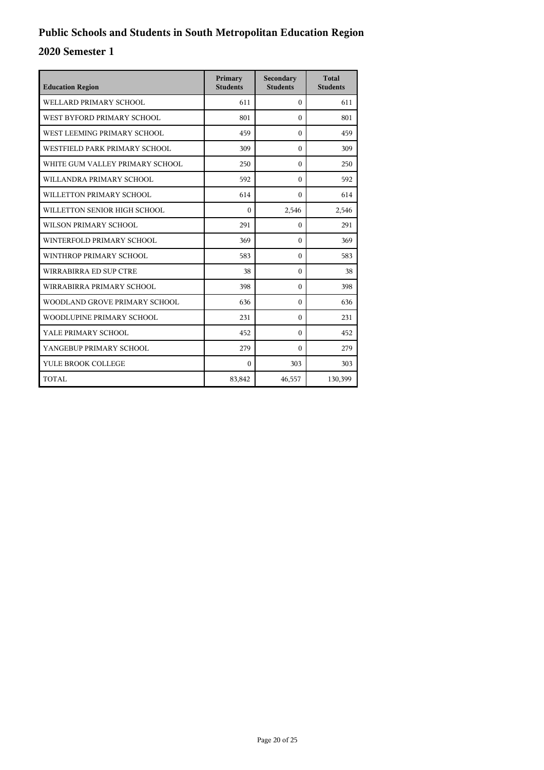# Public Schools and Students in South Metropolitan Education Region

## 2020 Semester 1

| Education Region | Primary Students | Secondary Students | Total Students |
|---|---|---|---|
| WELLARD PRIMARY SCHOOL | 611 | 0 | 611 |
| WEST BYFORD PRIMARY SCHOOL | 801 | 0 | 801 |
| WEST LEEMING PRIMARY SCHOOL | 459 | 0 | 459 |
| WESTFIELD PARK PRIMARY SCHOOL | 309 | 0 | 309 |
| WHITE GUM VALLEY PRIMARY SCHOOL | 250 | 0 | 250 |
| WILLANDRA PRIMARY SCHOOL | 592 | 0 | 592 |
| WILLETTON PRIMARY SCHOOL | 614 | 0 | 614 |
| WILLETTON SENIOR HIGH SCHOOL | 0 | 2,546 | 2,546 |
| WILSON PRIMARY SCHOOL | 291 | 0 | 291 |
| WINTERFOLD PRIMARY SCHOOL | 369 | 0 | 369 |
| WINTHROP PRIMARY SCHOOL | 583 | 0 | 583 |
| WIRRABIRRA ED SUP CTRE | 38 | 0 | 38 |
| WIRRABIRRA PRIMARY SCHOOL | 398 | 0 | 398 |
| WOODLAND GROVE PRIMARY SCHOOL | 636 | 0 | 636 |
| WOODLUPINE PRIMARY SCHOOL | 231 | 0 | 231 |
| YALE PRIMARY SCHOOL | 452 | 0 | 452 |
| YANGEBUP PRIMARY SCHOOL | 279 | 0 | 279 |
| YULE BROOK COLLEGE | 0 | 303 | 303 |
| TOTAL | 83,842 | 46,557 | 130,399 |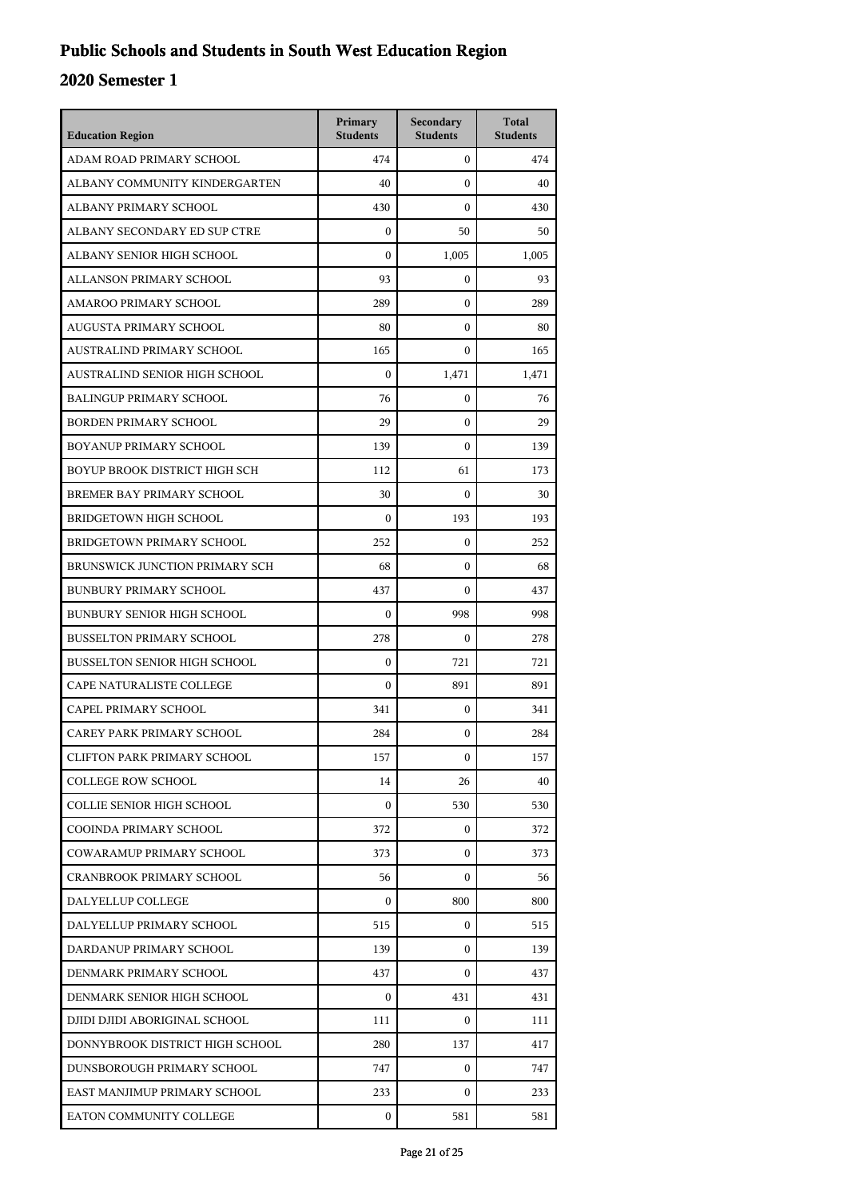# Public Schools and Students in South West Education Region

## 2020 Semester 1

| Education Region | Primary Students | Secondary Students | Total Students |
|---|---|---|---|
| ADAM ROAD PRIMARY SCHOOL | 474 | 0 | 474 |
| ALBANY COMMUNITY KINDERGARTEN | 40 | 0 | 40 |
| ALBANY PRIMARY SCHOOL | 430 | 0 | 430 |
| ALBANY SECONDARY ED SUP CTRE | 0 | 50 | 50 |
| ALBANY SENIOR HIGH SCHOOL | 0 | 1,005 | 1,005 |
| ALLANSON PRIMARY SCHOOL | 93 | 0 | 93 |
| AMAROO PRIMARY SCHOOL | 289 | 0 | 289 |
| AUGUSTA PRIMARY SCHOOL | 80 | 0 | 80 |
| AUSTRALIND PRIMARY SCHOOL | 165 | 0 | 165 |
| AUSTRALIND SENIOR HIGH SCHOOL | 0 | 1,471 | 1,471 |
| BALINGUP PRIMARY SCHOOL | 76 | 0 | 76 |
| BORDEN PRIMARY SCHOOL | 29 | 0 | 29 |
| BOYANUP PRIMARY SCHOOL | 139 | 0 | 139 |
| BOYUP BROOK DISTRICT HIGH SCH | 112 | 61 | 173 |
| BREMER BAY PRIMARY SCHOOL | 30 | 0 | 30 |
| BRIDGETOWN HIGH SCHOOL | 0 | 193 | 193 |
| BRIDGETOWN PRIMARY SCHOOL | 252 | 0 | 252 |
| BRUNSWICK JUNCTION PRIMARY SCH | 68 | 0 | 68 |
| BUNBURY PRIMARY SCHOOL | 437 | 0 | 437 |
| BUNBURY SENIOR HIGH SCHOOL | 0 | 998 | 998 |
| BUSSELTON PRIMARY SCHOOL | 278 | 0 | 278 |
| BUSSELTON SENIOR HIGH SCHOOL | 0 | 721 | 721 |
| CAPE NATURALISTE COLLEGE | 0 | 891 | 891 |
| CAPEL PRIMARY SCHOOL | 341 | 0 | 341 |
| CAREY PARK PRIMARY SCHOOL | 284 | 0 | 284 |
| CLIFTON PARK PRIMARY SCHOOL | 157 | 0 | 157 |
| COLLEGE ROW SCHOOL | 14 | 26 | 40 |
| COLLIE SENIOR HIGH SCHOOL | 0 | 530 | 530 |
| COOINDA PRIMARY SCHOOL | 372 | 0 | 372 |
| COWARAMUP PRIMARY SCHOOL | 373 | 0 | 373 |
| CRANBROOK PRIMARY SCHOOL | 56 | 0 | 56 |
| DALYELLUP COLLEGE | 0 | 800 | 800 |
| DALYELLUP PRIMARY SCHOOL | 515 | 0 | 515 |
| DARDANUP PRIMARY SCHOOL | 139 | 0 | 139 |
| DENMARK PRIMARY SCHOOL | 437 | 0 | 437 |
| DENMARK SENIOR HIGH SCHOOL | 0 | 431 | 431 |
| DJIDI DJIDI ABORIGINAL SCHOOL | 111 | 0 | 111 |
| DONNYBROOK DISTRICT HIGH SCHOOL | 280 | 137 | 417 |
| DUNSBOROUGH PRIMARY SCHOOL | 747 | 0 | 747 |
| EAST MANJIMUP PRIMARY SCHOOL | 233 | 0 | 233 |
| EATON COMMUNITY COLLEGE | 0 | 581 | 581 |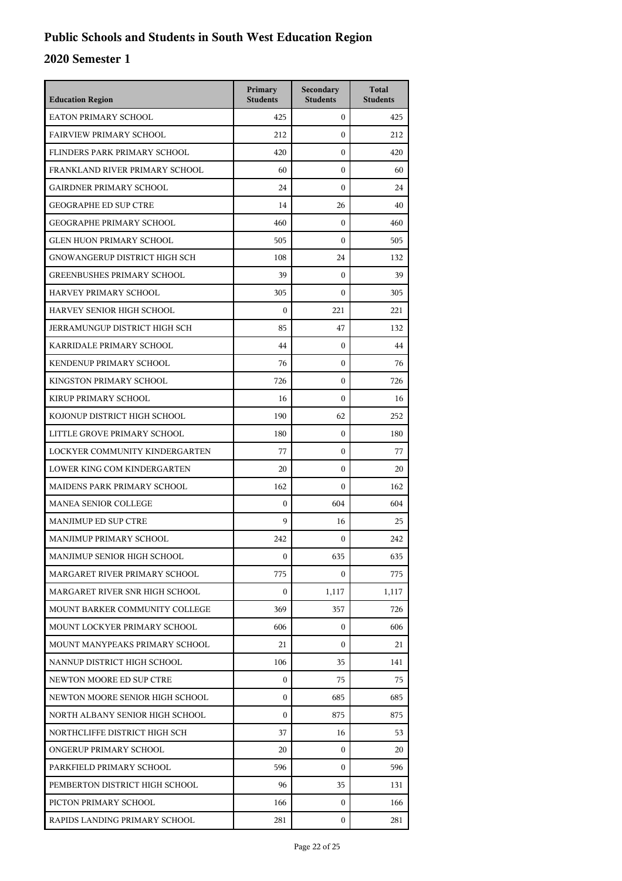# Public Schools and Students in South West Education Region

## 2020 Semester 1

| Education Region | Primary Students | Secondary Students | Total Students |
|---|---|---|---|
| EATON PRIMARY SCHOOL | 425 | 0 | 425 |
| FAIRVIEW PRIMARY SCHOOL | 212 | 0 | 212 |
| FLINDERS PARK PRIMARY SCHOOL | 420 | 0 | 420 |
| FRANKLAND RIVER PRIMARY SCHOOL | 60 | 0 | 60 |
| GAIRDNER PRIMARY SCHOOL | 24 | 0 | 24 |
| GEOGRAPHE ED SUP CTRE | 14 | 26 | 40 |
| GEOGRAPHE PRIMARY SCHOOL | 460 | 0 | 460 |
| GLEN HUON PRIMARY SCHOOL | 505 | 0 | 505 |
| GNOWANGERUP DISTRICT HIGH SCH | 108 | 24 | 132 |
| GREENBUSHES PRIMARY SCHOOL | 39 | 0 | 39 |
| HARVEY PRIMARY SCHOOL | 305 | 0 | 305 |
| HARVEY SENIOR HIGH SCHOOL | 0 | 221 | 221 |
| JERRAMUNGUP DISTRICT HIGH SCH | 85 | 47 | 132 |
| KARRIDALE PRIMARY SCHOOL | 44 | 0 | 44 |
| KENDENUP PRIMARY SCHOOL | 76 | 0 | 76 |
| KINGSTON PRIMARY SCHOOL | 726 | 0 | 726 |
| KIRUP PRIMARY SCHOOL | 16 | 0 | 16 |
| KOJONUP DISTRICT HIGH SCHOOL | 190 | 62 | 252 |
| LITTLE GROVE PRIMARY SCHOOL | 180 | 0 | 180 |
| LOCKYER COMMUNITY KINDERGARTEN | 77 | 0 | 77 |
| LOWER KING COM KINDERGARTEN | 20 | 0 | 20 |
| MAIDENS PARK PRIMARY SCHOOL | 162 | 0 | 162 |
| MANEA SENIOR COLLEGE | 0 | 604 | 604 |
| MANJIMUP ED SUP CTRE | 9 | 16 | 25 |
| MANJIMUP PRIMARY SCHOOL | 242 | 0 | 242 |
| MANJIMUP SENIOR HIGH SCHOOL | 0 | 635 | 635 |
| MARGARET RIVER PRIMARY SCHOOL | 775 | 0 | 775 |
| MARGARET RIVER SNR HIGH SCHOOL | 0 | 1,117 | 1,117 |
| MOUNT BARKER COMMUNITY COLLEGE | 369 | 357 | 726 |
| MOUNT LOCKYER PRIMARY SCHOOL | 606 | 0 | 606 |
| MOUNT MANYPEAKS PRIMARY SCHOOL | 21 | 0 | 21 |
| NANNUP DISTRICT HIGH SCHOOL | 106 | 35 | 141 |
| NEWTON MOORE ED SUP CTRE | 0 | 75 | 75 |
| NEWTON MOORE SENIOR HIGH SCHOOL | 0 | 685 | 685 |
| NORTH ALBANY SENIOR HIGH SCHOOL | 0 | 875 | 875 |
| NORTHCLIFFE DISTRICT HIGH SCH | 37 | 16 | 53 |
| ONGERUP PRIMARY SCHOOL | 20 | 0 | 20 |
| PARKFIELD PRIMARY SCHOOL | 596 | 0 | 596 |
| PEMBERTON DISTRICT HIGH SCHOOL | 96 | 35 | 131 |
| PICTON PRIMARY SCHOOL | 166 | 0 | 166 |
| RAPIDS LANDING PRIMARY SCHOOL | 281 | 0 | 281 |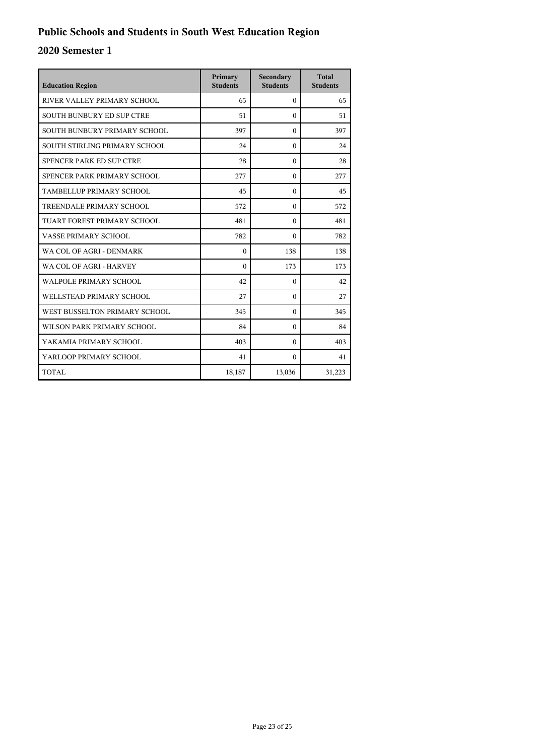# Public Schools and Students in South West Education Region

## 2020 Semester 1

| Education Region | Primary Students | Secondary Students | Total Students |
|---|---|---|---|
| RIVER VALLEY PRIMARY SCHOOL | 65 | 0 | 65 |
| SOUTH BUNBURY ED SUP CTRE | 51 | 0 | 51 |
| SOUTH BUNBURY PRIMARY SCHOOL | 397 | 0 | 397 |
| SOUTH STIRLING PRIMARY SCHOOL | 24 | 0 | 24 |
| SPENCER PARK ED SUP CTRE | 28 | 0 | 28 |
| SPENCER PARK PRIMARY SCHOOL | 277 | 0 | 277 |
| TAMBELLUP PRIMARY SCHOOL | 45 | 0 | 45 |
| TREENDALE PRIMARY SCHOOL | 572 | 0 | 572 |
| TUART FOREST PRIMARY SCHOOL | 481 | 0 | 481 |
| VASSE PRIMARY SCHOOL | 782 | 0 | 782 |
| WA COL OF AGRI - DENMARK | 0 | 138 | 138 |
| WA COL OF AGRI - HARVEY | 0 | 173 | 173 |
| WALPOLE PRIMARY SCHOOL | 42 | 0 | 42 |
| WELLSTEAD PRIMARY SCHOOL | 27 | 0 | 27 |
| WEST BUSSELTON PRIMARY SCHOOL | 345 | 0 | 345 |
| WILSON PARK PRIMARY SCHOOL | 84 | 0 | 84 |
| YAKAMIA PRIMARY SCHOOL | 403 | 0 | 403 |
| YARLOOP PRIMARY SCHOOL | 41 | 0 | 41 |
| TOTAL | 18,187 | 13,036 | 31,223 |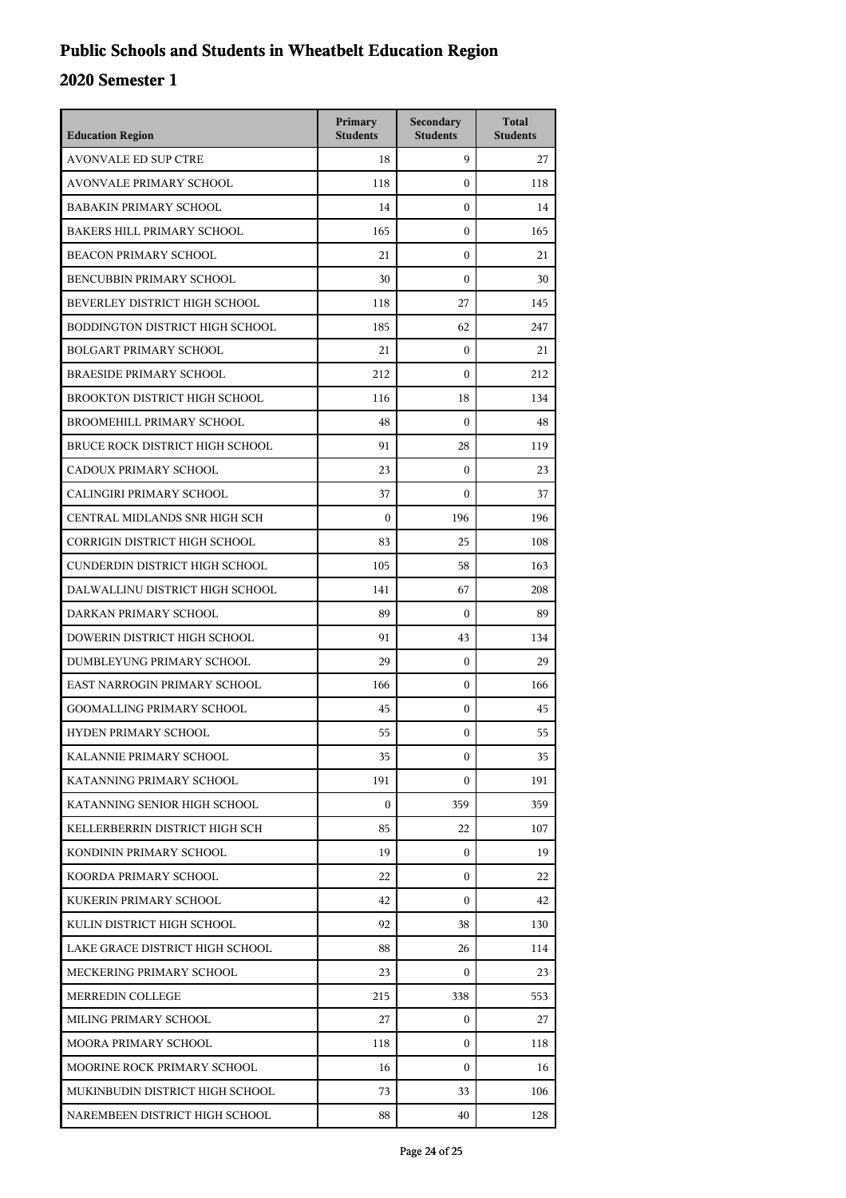# Public Schools and Students in Wheatbelt Education Region

## 2020 Semester 1

| Education Region | Primary Students | Secondary Students | Total Students |
|---|---|---|---|
| AVONVALE ED SUP CTRE | 18 | 9 | 27 |
| AVONVALE PRIMARY SCHOOL | 118 | 0 | 118 |
| BABAKIN PRIMARY SCHOOL | 14 | 0 | 14 |
| BAKERS HILL PRIMARY SCHOOL | 165 | 0 | 165 |
| BEACON PRIMARY SCHOOL | 21 | 0 | 21 |
| BENCUBBIN PRIMARY SCHOOL | 30 | 0 | 30 |
| BEVERLEY DISTRICT HIGH SCHOOL | 118 | 27 | 145 |
| BODDINGTON DISTRICT HIGH SCHOOL | 185 | 62 | 247 |
| BOLGART PRIMARY SCHOOL | 21 | 0 | 21 |
| BRAESIDE PRIMARY SCHOOL | 212 | 0 | 212 |
| BROOKTON DISTRICT HIGH SCHOOL | 116 | 18 | 134 |
| BROOMEHILL PRIMARY SCHOOL | 48 | 0 | 48 |
| BRUCE ROCK DISTRICT HIGH SCHOOL | 91 | 28 | 119 |
| CADOUX PRIMARY SCHOOL | 23 | 0 | 23 |
| CALINGIRI PRIMARY SCHOOL | 37 | 0 | 37 |
| CENTRAL MIDLANDS SNR HIGH SCH | 0 | 196 | 196 |
| CORRIGIN DISTRICT HIGH SCHOOL | 83 | 25 | 108 |
| CUNDERDIN DISTRICT HIGH SCHOOL | 105 | 58 | 163 |
| DALWALLINU DISTRICT HIGH SCHOOL | 141 | 67 | 208 |
| DARKAN PRIMARY SCHOOL | 89 | 0 | 89 |
| DOWERIN DISTRICT HIGH SCHOOL | 91 | 43 | 134 |
| DUMBLEYUNG PRIMARY SCHOOL | 29 | 0 | 29 |
| EAST NARROGIN PRIMARY SCHOOL | 166 | 0 | 166 |
| GOOMALLING PRIMARY SCHOOL | 45 | 0 | 45 |
| HYDEN PRIMARY SCHOOL | 55 | 0 | 55 |
| KALANNIE PRIMARY SCHOOL | 35 | 0 | 35 |
| KATANNING PRIMARY SCHOOL | 191 | 0 | 191 |
| KATANNING SENIOR HIGH SCHOOL | 0 | 359 | 359 |
| KELLERBERRIN DISTRICT HIGH SCH | 85 | 22 | 107 |
| KONDININ PRIMARY SCHOOL | 19 | 0 | 19 |
| KOORDA PRIMARY SCHOOL | 22 | 0 | 22 |
| KUKERIN PRIMARY SCHOOL | 42 | 0 | 42 |
| KULIN DISTRICT HIGH SCHOOL | 92 | 38 | 130 |
| LAKE GRACE DISTRICT HIGH SCHOOL | 88 | 26 | 114 |
| MECKERING PRIMARY SCHOOL | 23 | 0 | 23 |
| MERREDIN COLLEGE | 215 | 338 | 553 |
| MILING PRIMARY SCHOOL | 27 | 0 | 27 |
| MOORA PRIMARY SCHOOL | 118 | 0 | 118 |
| MOORINE ROCK PRIMARY SCHOOL | 16 | 0 | 16 |
| MUKINBUDIN DISTRICT HIGH SCHOOL | 73 | 33 | 106 |
| NAREMBEEN DISTRICT HIGH SCHOOL | 88 | 40 | 128 |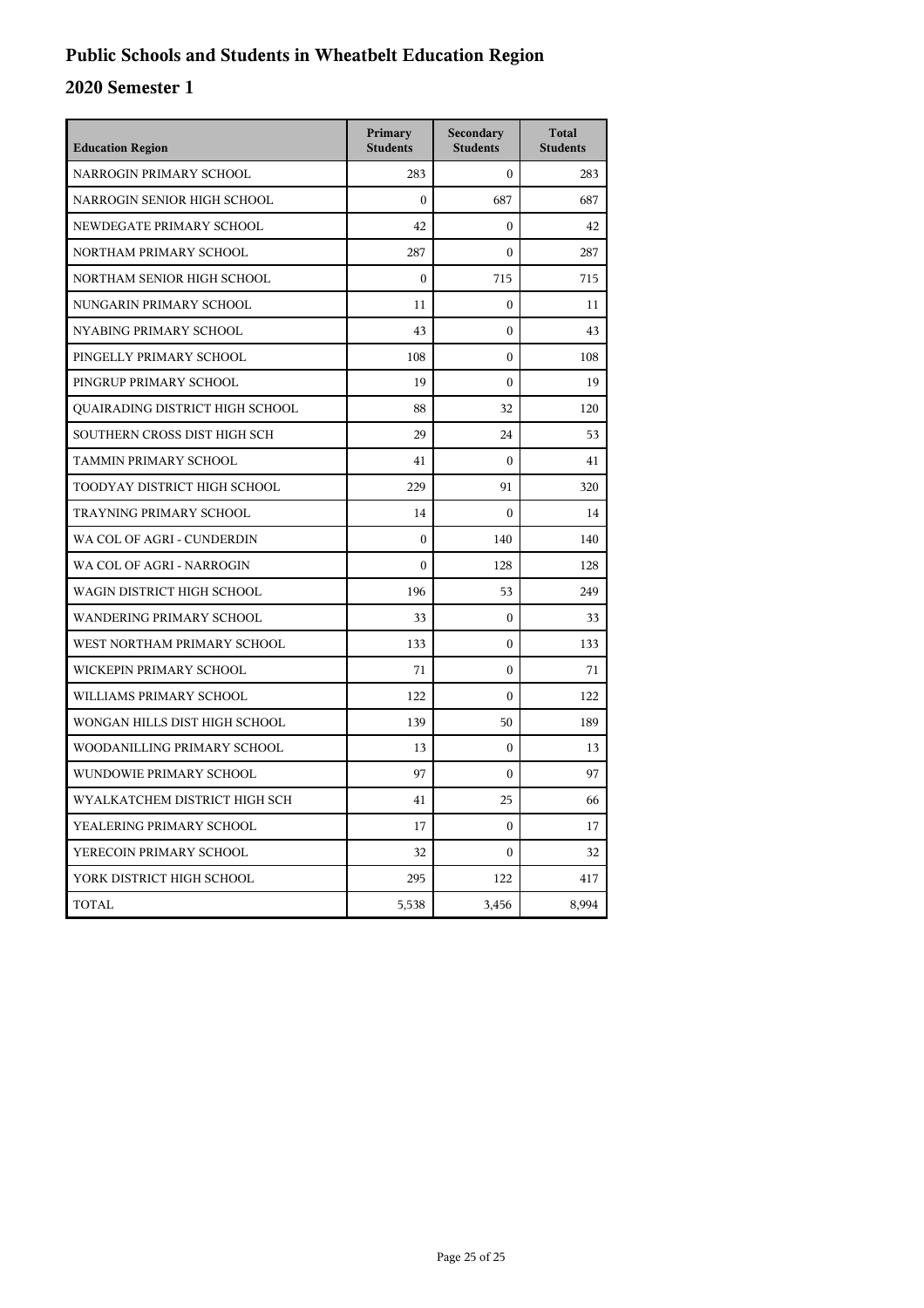# Public Schools and Students in Wheatbelt Education Region

## 2020 Semester 1

| Education Region | Primary Students | Secondary Students | Total Students |
|---|---|---|---|
| NARROGIN PRIMARY SCHOOL | 283 | 0 | 283 |
| NARROGIN SENIOR HIGH SCHOOL | 0 | 687 | 687 |
| NEWDEGATE PRIMARY SCHOOL | 42 | 0 | 42 |
| NORTHAM PRIMARY SCHOOL | 287 | 0 | 287 |
| NORTHAM SENIOR HIGH SCHOOL | 0 | 715 | 715 |
| NUNGARIN PRIMARY SCHOOL | 11 | 0 | 11 |
| NYABING PRIMARY SCHOOL | 43 | 0 | 43 |
| PINGELLY PRIMARY SCHOOL | 108 | 0 | 108 |
| PINGRUP PRIMARY SCHOOL | 19 | 0 | 19 |
| QUAIRADING DISTRICT HIGH SCHOOL | 88 | 32 | 120 |
| SOUTHERN CROSS DIST HIGH SCH | 29 | 24 | 53 |
| TAMMIN PRIMARY SCHOOL | 41 | 0 | 41 |
| TOODYAY DISTRICT HIGH SCHOOL | 229 | 91 | 320 |
| TRAYNING PRIMARY SCHOOL | 14 | 0 | 14 |
| WA COL OF AGRI - CUNDERDIN | 0 | 140 | 140 |
| WA COL OF AGRI - NARROGIN | 0 | 128 | 128 |
| WAGIN DISTRICT HIGH SCHOOL | 196 | 53 | 249 |
| WANDERING PRIMARY SCHOOL | 33 | 0 | 33 |
| WEST NORTHAM PRIMARY SCHOOL | 133 | 0 | 133 |
| WICKEPIN PRIMARY SCHOOL | 71 | 0 | 71 |
| WILLIAMS PRIMARY SCHOOL | 122 | 0 | 122 |
| WONGAN HILLS DIST HIGH SCHOOL | 139 | 50 | 189 |
| WOODANILLING PRIMARY SCHOOL | 13 | 0 | 13 |
| WUNDOWIE PRIMARY SCHOOL | 97 | 0 | 97 |
| WYALKATCHEM DISTRICT HIGH SCH | 41 | 25 | 66 |
| YEALERING PRIMARY SCHOOL | 17 | 0 | 17 |
| YERECOIN PRIMARY SCHOOL | 32 | 0 | 32 |
| YORK DISTRICT HIGH SCHOOL | 295 | 122 | 417 |
| TOTAL | 5,538 | 3,456 | 8,994 |